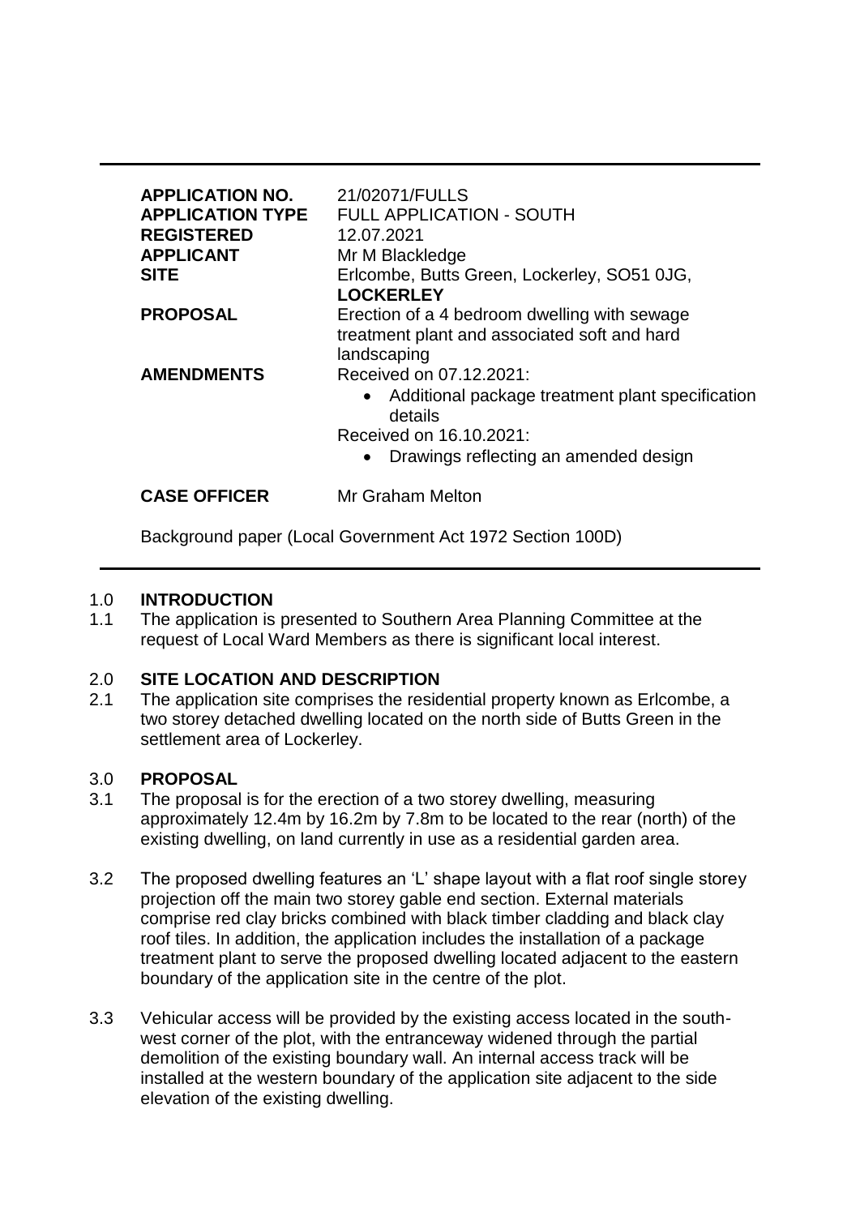| | |
|---|---|
| **APPLICATION NO.** | 21/02071/FULLS |
| **APPLICATION TYPE** | FULL APPLICATION - SOUTH |
| **REGISTERED** | 12.07.2021 |
| **APPLICANT** | Mr M Blackledge |
| **SITE** | Erlcombe, Butts Green, Lockerley, SO51 0JG, **LOCKERLEY** |
| **PROPOSAL** | Erection of a 4 bedroom dwelling with sewage treatment plant and associated soft and hard landscaping |
| **AMENDMENTS** | Received on 07.12.2021: • Additional package treatment plant specification details Received on 16.10.2021: • Drawings reflecting an amended design |
| **CASE OFFICER** | Mr Graham Melton |

Background paper (Local Government Act 1972 Section 100D)

## 1.0 INTRODUCTION

1.1 The application is presented to Southern Area Planning Committee at the request of Local Ward Members as there is significant local interest.

## 2.0 SITE LOCATION AND DESCRIPTION

2.1 The application site comprises the residential property known as Erlcombe, a two storey detached dwelling located on the north side of Butts Green in the settlement area of Lockerley.

## 3.0 PROPOSAL

3.1 The proposal is for the erection of a two storey dwelling, measuring approximately 12.4m by 16.2m by 7.8m to be located to the rear (north) of the existing dwelling, on land currently in use as a residential garden area.

3.2 The proposed dwelling features an 'L' shape layout with a flat roof single storey projection off the main two storey gable end section. External materials comprise red clay bricks combined with black timber cladding and black clay roof tiles. In addition, the application includes the installation of a package treatment plant to serve the proposed dwelling located adjacent to the eastern boundary of the application site in the centre of the plot.

3.3 Vehicular access will be provided by the existing access located in the south-west corner of the plot, with the entranceway widened through the partial demolition of the existing boundary wall. An internal access track will be installed at the western boundary of the application site adjacent to the side elevation of the existing dwelling.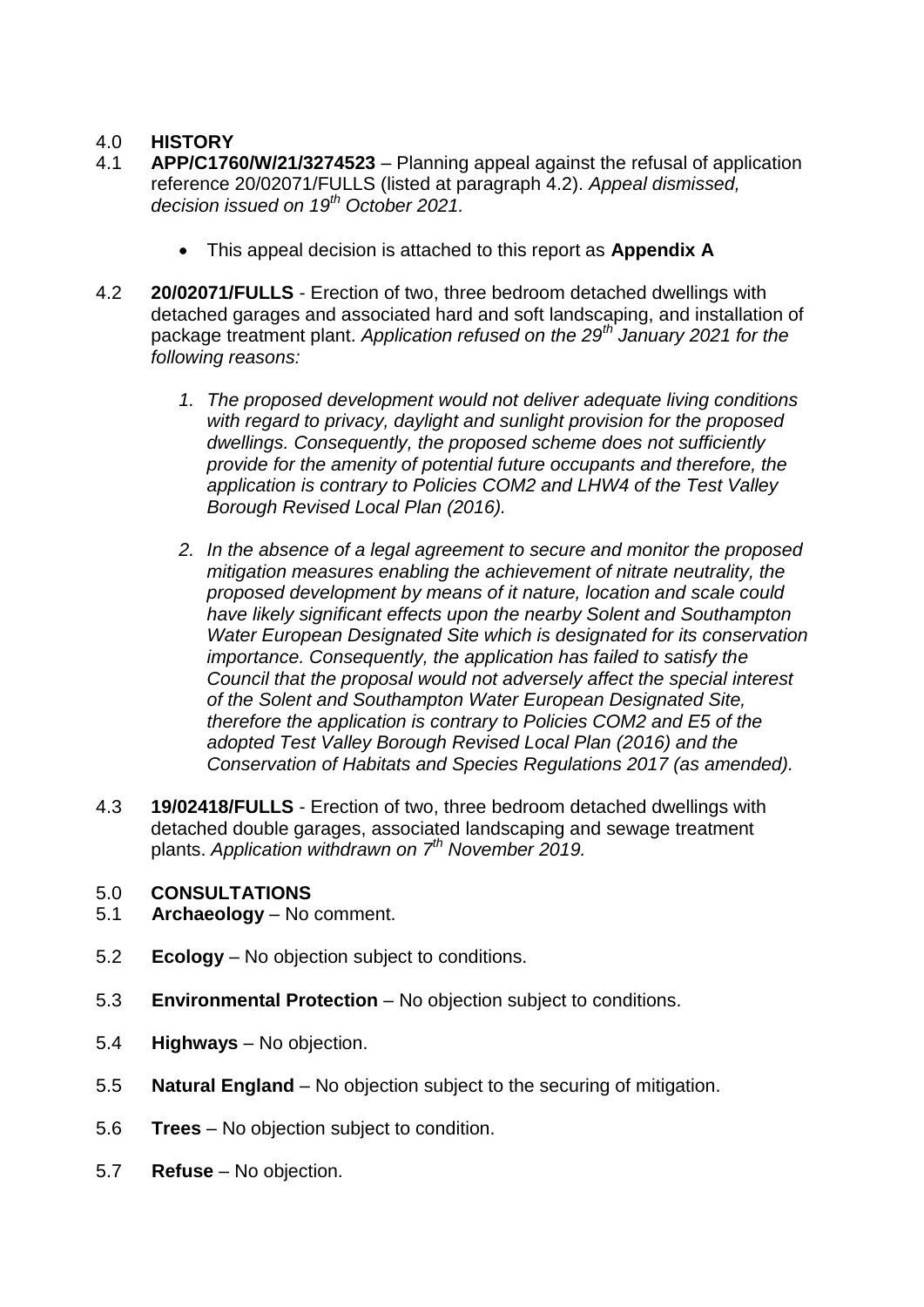## 4.0 HISTORY

4.1 **APP/C1760/W/21/3274523** – Planning appeal against the refusal of application reference 20/02071/FULLS (listed at paragraph 4.2). *Appeal dismissed, decision issued on 19th October 2021.*

- This appeal decision is attached to this report as **Appendix A**

4.2 **20/02071/FULLS** - Erection of two, three bedroom detached dwellings with detached garages and associated hard and soft landscaping, and installation of package treatment plant. *Application refused on the 29th January 2021 for the following reasons:*

1. *The proposed development would not deliver adequate living conditions with regard to privacy, daylight and sunlight provision for the proposed dwellings. Consequently, the proposed scheme does not sufficiently provide for the amenity of potential future occupants and therefore, the application is contrary to Policies COM2 and LHW4 of the Test Valley Borough Revised Local Plan (2016).*
2. *In the absence of a legal agreement to secure and monitor the proposed mitigation measures enabling the achievement of nitrate neutrality, the proposed development by means of it nature, location and scale could have likely significant effects upon the nearby Solent and Southampton Water European Designated Site which is designated for its conservation importance. Consequently, the application has failed to satisfy the Council that the proposal would not adversely affect the special interest of the Solent and Southampton Water European Designated Site, therefore the application is contrary to Policies COM2 and E5 of the adopted Test Valley Borough Revised Local Plan (2016) and the Conservation of Habitats and Species Regulations 2017 (as amended).*

4.3 **19/02418/FULLS** - Erection of two, three bedroom detached dwellings with detached double garages, associated landscaping and sewage treatment plants. *Application withdrawn on 7th November 2019.*

## 5.0 CONSULTATIONS

5.1 **Archaeology** – No comment.

5.2 **Ecology** – No objection subject to conditions.

5.3 **Environmental Protection** – No objection subject to conditions.

5.4 **Highways** – No objection.

5.5 **Natural England** – No objection subject to the securing of mitigation.

5.6 **Trees** – No objection subject to condition.

5.7 **Refuse** – No objection.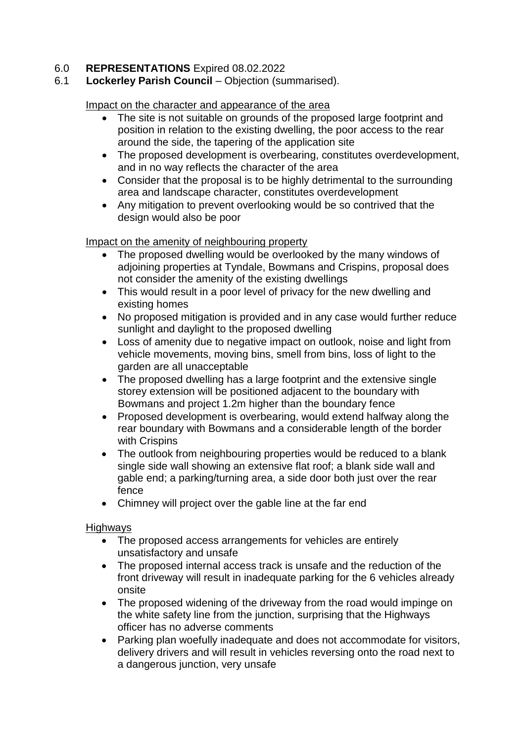6.0 **REPRESENTATIONS** Expired 08.02.2022

6.1 **Lockerley Parish Council** – Objection (summarised).

Impact on the character and appearance of the area

- The site is not suitable on grounds of the proposed large footprint and position in relation to the existing dwelling, the poor access to the rear around the side, the tapering of the application site
- The proposed development is overbearing, constitutes overdevelopment, and in no way reflects the character of the area
- Consider that the proposal is to be highly detrimental to the surrounding area and landscape character, constitutes overdevelopment
- Any mitigation to prevent overlooking would be so contrived that the design would also be poor

Impact on the amenity of neighbouring property

- The proposed dwelling would be overlooked by the many windows of adjoining properties at Tyndale, Bowmans and Crispins, proposal does not consider the amenity of the existing dwellings
- This would result in a poor level of privacy for the new dwelling and existing homes
- No proposed mitigation is provided and in any case would further reduce sunlight and daylight to the proposed dwelling
- Loss of amenity due to negative impact on outlook, noise and light from vehicle movements, moving bins, smell from bins, loss of light to the garden are all unacceptable
- The proposed dwelling has a large footprint and the extensive single storey extension will be positioned adjacent to the boundary with Bowmans and project 1.2m higher than the boundary fence
- Proposed development is overbearing, would extend halfway along the rear boundary with Bowmans and a considerable length of the border with Crispins
- The outlook from neighbouring properties would be reduced to a blank single side wall showing an extensive flat roof; a blank side wall and gable end; a parking/turning area, a side door both just over the rear fence
- Chimney will project over the gable line at the far end

Highways

- The proposed access arrangements for vehicles are entirely unsatisfactory and unsafe
- The proposed internal access track is unsafe and the reduction of the front driveway will result in inadequate parking for the 6 vehicles already onsite
- The proposed widening of the driveway from the road would impinge on the white safety line from the junction, surprising that the Highways officer has no adverse comments
- Parking plan woefully inadequate and does not accommodate for visitors, delivery drivers and will result in vehicles reversing onto the road next to a dangerous junction, very unsafe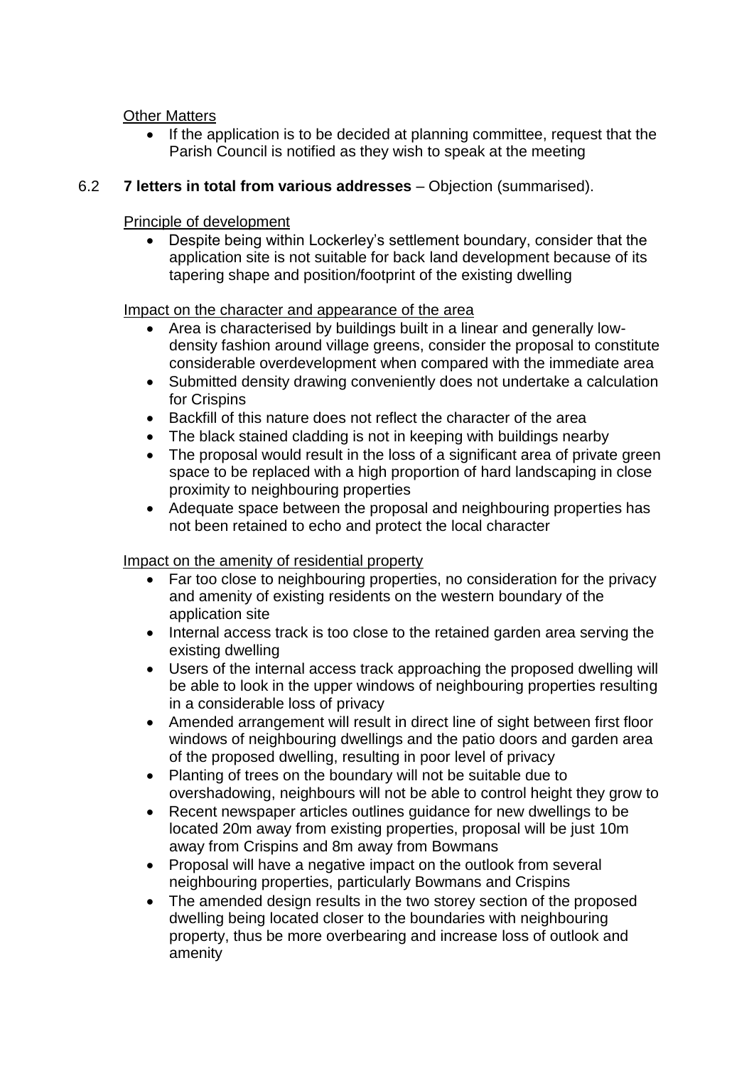Other Matters

- If the application is to be decided at planning committee, request that the Parish Council is notified as they wish to speak at the meeting

6.2 **7 letters in total from various addresses** – Objection (summarised).

Principle of development

- Despite being within Lockerley's settlement boundary, consider that the application site is not suitable for back land development because of its tapering shape and position/footprint of the existing dwelling

Impact on the character and appearance of the area

- Area is characterised by buildings built in a linear and generally low-density fashion around village greens, consider the proposal to constitute considerable overdevelopment when compared with the immediate area
- Submitted density drawing conveniently does not undertake a calculation for Crispins
- Backfill of this nature does not reflect the character of the area
- The black stained cladding is not in keeping with buildings nearby
- The proposal would result in the loss of a significant area of private green space to be replaced with a high proportion of hard landscaping in close proximity to neighbouring properties
- Adequate space between the proposal and neighbouring properties has not been retained to echo and protect the local character

Impact on the amenity of residential property

- Far too close to neighbouring properties, no consideration for the privacy and amenity of existing residents on the western boundary of the application site
- Internal access track is too close to the retained garden area serving the existing dwelling
- Users of the internal access track approaching the proposed dwelling will be able to look in the upper windows of neighbouring properties resulting in a considerable loss of privacy
- Amended arrangement will result in direct line of sight between first floor windows of neighbouring dwellings and the patio doors and garden area of the proposed dwelling, resulting in poor level of privacy
- Planting of trees on the boundary will not be suitable due to overshadowing, neighbours will not be able to control height they grow to
- Recent newspaper articles outlines guidance for new dwellings to be located 20m away from existing properties, proposal will be just 10m away from Crispins and 8m away from Bowmans
- Proposal will have a negative impact on the outlook from several neighbouring properties, particularly Bowmans and Crispins
- The amended design results in the two storey section of the proposed dwelling being located closer to the boundaries with neighbouring property, thus be more overbearing and increase loss of outlook and amenity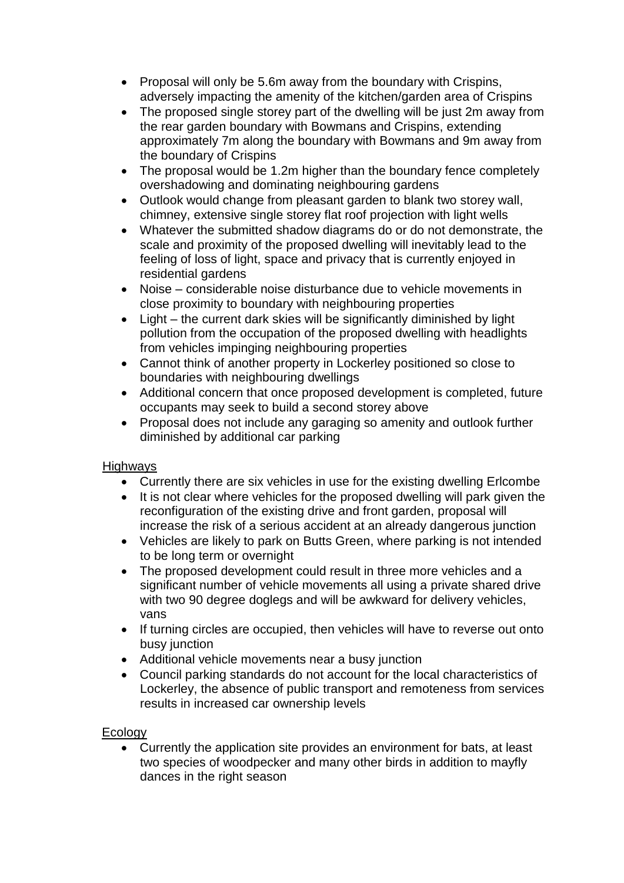- Proposal will only be 5.6m away from the boundary with Crispins, adversely impacting the amenity of the kitchen/garden area of Crispins
- The proposed single storey part of the dwelling will be just 2m away from the rear garden boundary with Bowmans and Crispins, extending approximately 7m along the boundary with Bowmans and 9m away from the boundary of Crispins
- The proposal would be 1.2m higher than the boundary fence completely overshadowing and dominating neighbouring gardens
- Outlook would change from pleasant garden to blank two storey wall, chimney, extensive single storey flat roof projection with light wells
- Whatever the submitted shadow diagrams do or do not demonstrate, the scale and proximity of the proposed dwelling will inevitably lead to the feeling of loss of light, space and privacy that is currently enjoyed in residential gardens
- Noise – considerable noise disturbance due to vehicle movements in close proximity to boundary with neighbouring properties
- Light – the current dark skies will be significantly diminished by light pollution from the occupation of the proposed dwelling with headlights from vehicles impinging neighbouring properties
- Cannot think of another property in Lockerley positioned so close to boundaries with neighbouring dwellings
- Additional concern that once proposed development is completed, future occupants may seek to build a second storey above
- Proposal does not include any garaging so amenity and outlook further diminished by additional car parking

<u>Highways</u>

- Currently there are six vehicles in use for the existing dwelling Erlcombe
- It is not clear where vehicles for the proposed dwelling will park given the reconfiguration of the existing drive and front garden, proposal will increase the risk of a serious accident at an already dangerous junction
- Vehicles are likely to park on Butts Green, where parking is not intended to be long term or overnight
- The proposed development could result in three more vehicles and a significant number of vehicle movements all using a private shared drive with two 90 degree doglegs and will be awkward for delivery vehicles, vans
- If turning circles are occupied, then vehicles will have to reverse out onto busy junction
- Additional vehicle movements near a busy junction
- Council parking standards do not account for the local characteristics of Lockerley, the absence of public transport and remoteness from services results in increased car ownership levels

<u>Ecology</u>

- Currently the application site provides an environment for bats, at least two species of woodpecker and many other birds in addition to mayfly dances in the right season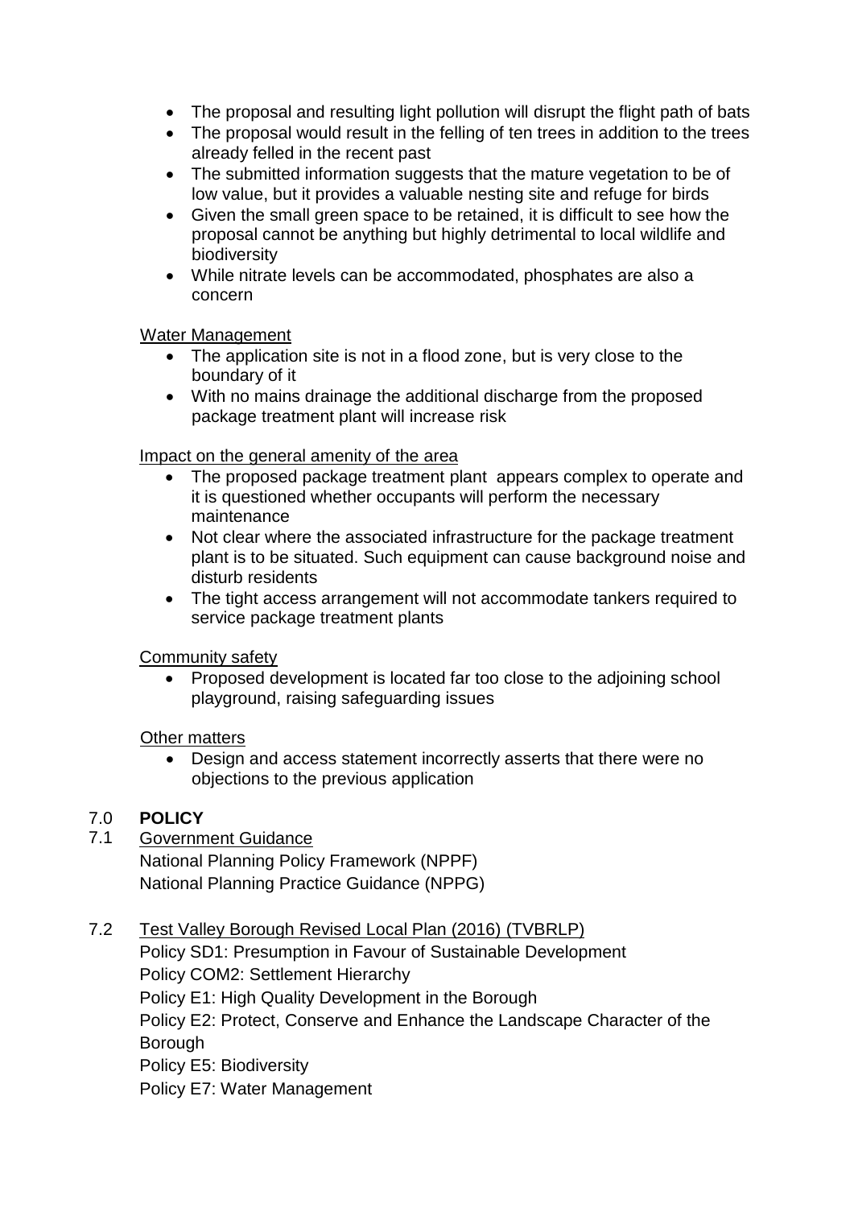- The proposal and resulting light pollution will disrupt the flight path of bats
- The proposal would result in the felling of ten trees in addition to the trees already felled in the recent past
- The submitted information suggests that the mature vegetation to be of low value, but it provides a valuable nesting site and refuge for birds
- Given the small green space to be retained, it is difficult to see how the proposal cannot be anything but highly detrimental to local wildlife and biodiversity
- While nitrate levels can be accommodated, phosphates are also a concern

Water Management

- The application site is not in a flood zone, but is very close to the boundary of it
- With no mains drainage the additional discharge from the proposed package treatment plant will increase risk

Impact on the general amenity of the area

- The proposed package treatment plant appears complex to operate and it is questioned whether occupants will perform the necessary maintenance
- Not clear where the associated infrastructure for the package treatment plant is to be situated. Such equipment can cause background noise and disturb residents
- The tight access arrangement will not accommodate tankers required to service package treatment plants

Community safety

- Proposed development is located far too close to the adjoining school playground, raising safeguarding issues

Other matters

- Design and access statement incorrectly asserts that there were no objections to the previous application

## 7.0 POLICY

7.1 Government Guidance

National Planning Policy Framework (NPPF)
National Planning Practice Guidance (NPPG)

7.2 Test Valley Borough Revised Local Plan (2016) (TVBRLP)

Policy SD1: Presumption in Favour of Sustainable Development
Policy COM2: Settlement Hierarchy
Policy E1: High Quality Development in the Borough
Policy E2: Protect, Conserve and Enhance the Landscape Character of the Borough
Policy E5: Biodiversity
Policy E7: Water Management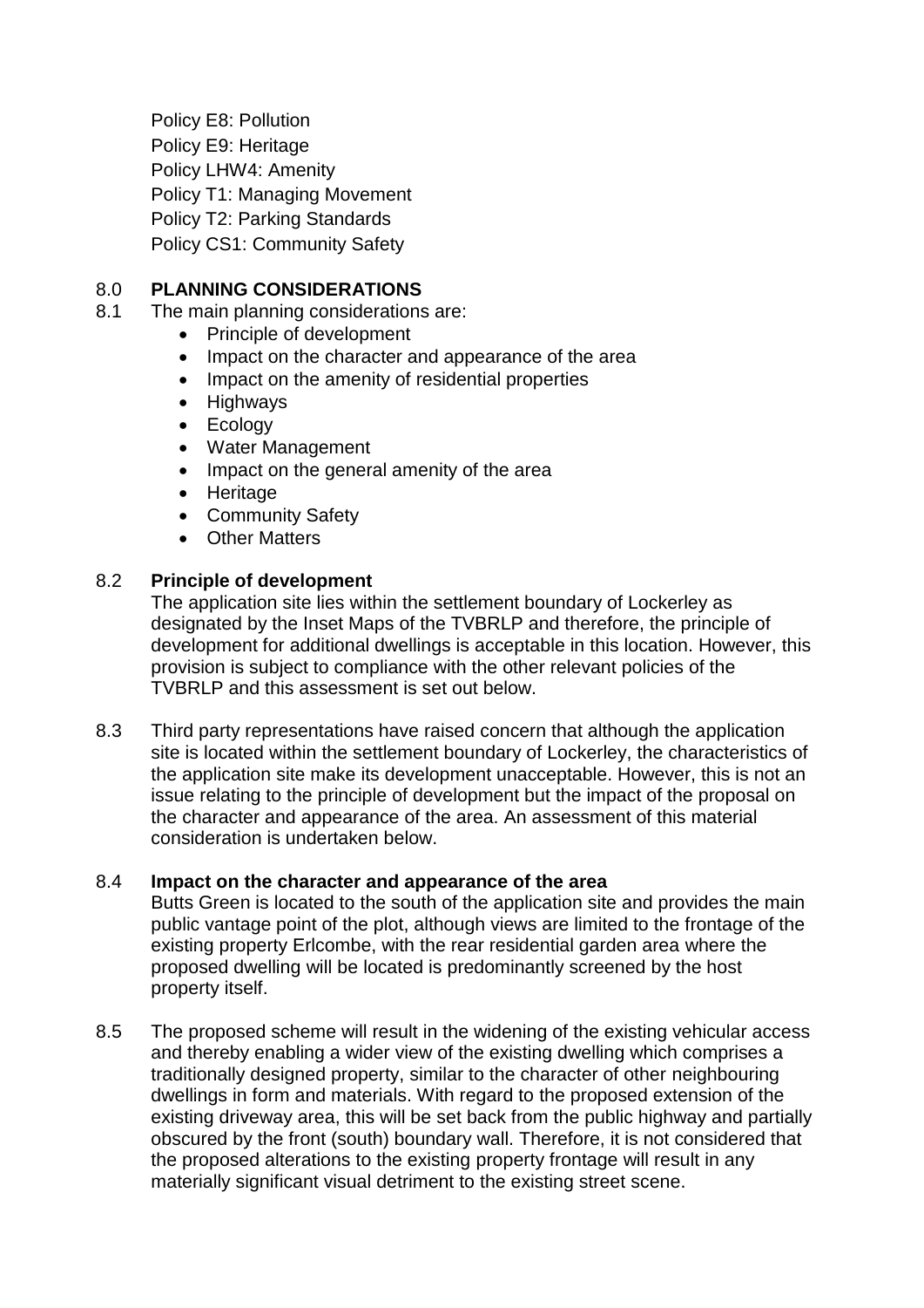Policy E8: Pollution
Policy E9: Heritage
Policy LHW4: Amenity
Policy T1: Managing Movement
Policy T2: Parking Standards
Policy CS1: Community Safety

## 8.0 PLANNING CONSIDERATIONS

8.1 The main planning considerations are:

- Principle of development
- Impact on the character and appearance of the area
- Impact on the amenity of residential properties
- Highways
- Ecology
- Water Management
- Impact on the general amenity of the area
- Heritage
- Community Safety
- Other Matters

### 8.2 Principle of development

The application site lies within the settlement boundary of Lockerley as designated by the Inset Maps of the TVBRLP and therefore, the principle of development for additional dwellings is acceptable in this location. However, this provision is subject to compliance with the other relevant policies of the TVBRLP and this assessment is set out below.

8.3 Third party representations have raised concern that although the application site is located within the settlement boundary of Lockerley, the characteristics of the application site make its development unacceptable. However, this is not an issue relating to the principle of development but the impact of the proposal on the character and appearance of the area. An assessment of this material consideration is undertaken below.

### 8.4 Impact on the character and appearance of the area

Butts Green is located to the south of the application site and provides the main public vantage point of the plot, although views are limited to the frontage of the existing property Erlcombe, with the rear residential garden area where the proposed dwelling will be located is predominantly screened by the host property itself.

8.5 The proposed scheme will result in the widening of the existing vehicular access and thereby enabling a wider view of the existing dwelling which comprises a traditionally designed property, similar to the character of other neighbouring dwellings in form and materials. With regard to the proposed extension of the existing driveway area, this will be set back from the public highway and partially obscured by the front (south) boundary wall. Therefore, it is not considered that the proposed alterations to the existing property frontage will result in any materially significant visual detriment to the existing street scene.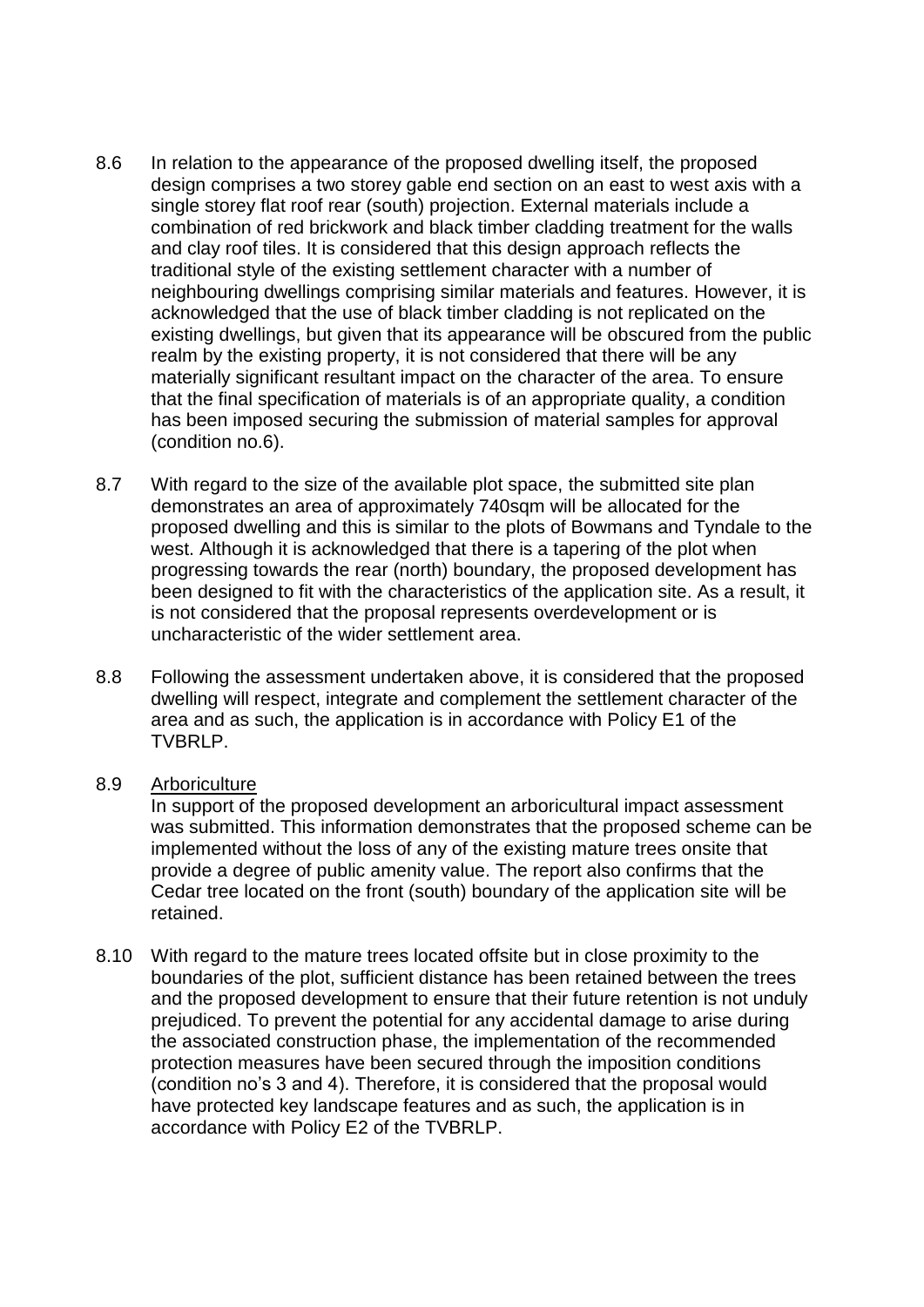8.6 In relation to the appearance of the proposed dwelling itself, the proposed design comprises a two storey gable end section on an east to west axis with a single storey flat roof rear (south) projection. External materials include a combination of red brickwork and black timber cladding treatment for the walls and clay roof tiles. It is considered that this design approach reflects the traditional style of the existing settlement character with a number of neighbouring dwellings comprising similar materials and features. However, it is acknowledged that the use of black timber cladding is not replicated on the existing dwellings, but given that its appearance will be obscured from the public realm by the existing property, it is not considered that there will be any materially significant resultant impact on the character of the area. To ensure that the final specification of materials is of an appropriate quality, a condition has been imposed securing the submission of material samples for approval (condition no.6).

8.7 With regard to the size of the available plot space, the submitted site plan demonstrates an area of approximately 740sqm will be allocated for the proposed dwelling and this is similar to the plots of Bowmans and Tyndale to the west. Although it is acknowledged that there is a tapering of the plot when progressing towards the rear (north) boundary, the proposed development has been designed to fit with the characteristics of the application site. As a result, it is not considered that the proposal represents overdevelopment or is uncharacteristic of the wider settlement area.

8.8 Following the assessment undertaken above, it is considered that the proposed dwelling will respect, integrate and complement the settlement character of the area and as such, the application is in accordance with Policy E1 of the TVBRLP.

8.9 <u>Arboriculture</u>
In support of the proposed development an arboricultural impact assessment was submitted. This information demonstrates that the proposed scheme can be implemented without the loss of any of the existing mature trees onsite that provide a degree of public amenity value. The report also confirms that the Cedar tree located on the front (south) boundary of the application site will be retained.

8.10 With regard to the mature trees located offsite but in close proximity to the boundaries of the plot, sufficient distance has been retained between the trees and the proposed development to ensure that their future retention is not unduly prejudiced. To prevent the potential for any accidental damage to arise during the associated construction phase, the implementation of the recommended protection measures have been secured through the imposition conditions (condition no's 3 and 4). Therefore, it is considered that the proposal would have protected key landscape features and as such, the application is in accordance with Policy E2 of the TVBRLP.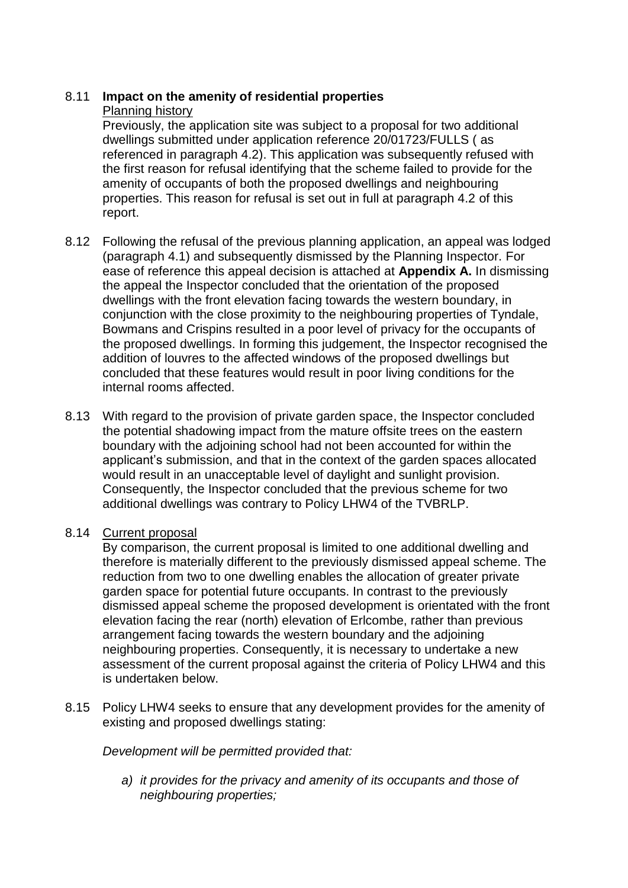8.11 **Impact on the amenity of residential properties**

Planning history

Previously, the application site was subject to a proposal for two additional dwellings submitted under application reference 20/01723/FULLS ( as referenced in paragraph 4.2). This application was subsequently refused with the first reason for refusal identifying that the scheme failed to provide for the amenity of occupants of both the proposed dwellings and neighbouring properties. This reason for refusal is set out in full at paragraph 4.2 of this report.

8.12 Following the refusal of the previous planning application, an appeal was lodged (paragraph 4.1) and subsequently dismissed by the Planning Inspector. For ease of reference this appeal decision is attached at **Appendix A.** In dismissing the appeal the Inspector concluded that the orientation of the proposed dwellings with the front elevation facing towards the western boundary, in conjunction with the close proximity to the neighbouring properties of Tyndale, Bowmans and Crispins resulted in a poor level of privacy for the occupants of the proposed dwellings. In forming this judgement, the Inspector recognised the addition of louvres to the affected windows of the proposed dwellings but concluded that these features would result in poor living conditions for the internal rooms affected.

8.13 With regard to the provision of private garden space, the Inspector concluded the potential shadowing impact from the mature offsite trees on the eastern boundary with the adjoining school had not been accounted for within the applicant's submission, and that in the context of the garden spaces allocated would result in an unacceptable level of daylight and sunlight provision. Consequently, the Inspector concluded that the previous scheme for two additional dwellings was contrary to Policy LHW4 of the TVBRLP.

8.14 Current proposal

By comparison, the current proposal is limited to one additional dwelling and therefore is materially different to the previously dismissed appeal scheme. The reduction from two to one dwelling enables the allocation of greater private garden space for potential future occupants. In contrast to the previously dismissed appeal scheme the proposed development is orientated with the front elevation facing the rear (north) elevation of Erlcombe, rather than previous arrangement facing towards the western boundary and the adjoining neighbouring properties. Consequently, it is necessary to undertake a new assessment of the current proposal against the criteria of Policy LHW4 and this is undertaken below.

8.15 Policy LHW4 seeks to ensure that any development provides for the amenity of existing and proposed dwellings stating:

*Development will be permitted provided that:*

*a) it provides for the privacy and amenity of its occupants and those of neighbouring properties;*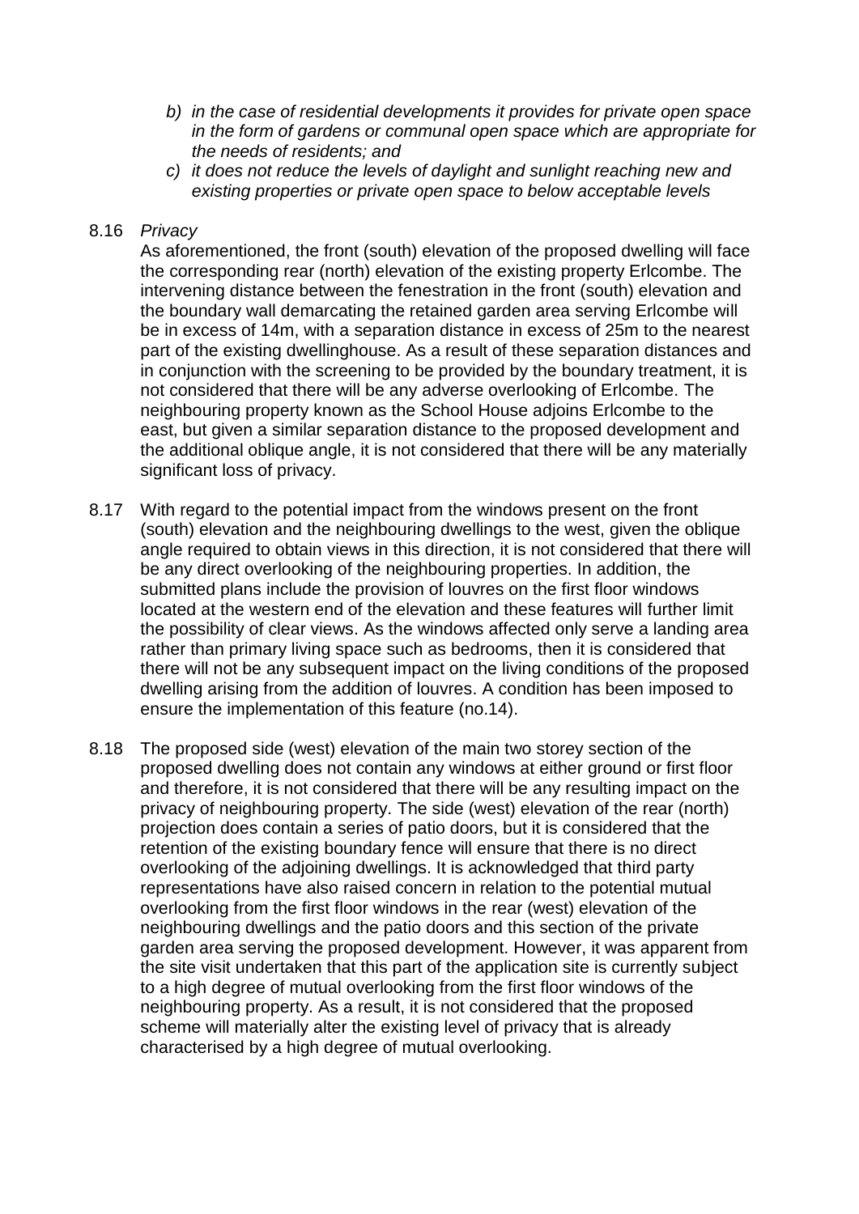*b) in the case of residential developments it provides for private open space in the form of gardens or communal open space which are appropriate for the needs of residents; and*

*c) it does not reduce the levels of daylight and sunlight reaching new and existing properties or private open space to below acceptable levels*

8.16 *Privacy*

As aforementioned, the front (south) elevation of the proposed dwelling will face the corresponding rear (north) elevation of the existing property Erlcombe. The intervening distance between the fenestration in the front (south) elevation and the boundary wall demarcating the retained garden area serving Erlcombe will be in excess of 14m, with a separation distance in excess of 25m to the nearest part of the existing dwellinghouse. As a result of these separation distances and in conjunction with the screening to be provided by the boundary treatment, it is not considered that there will be any adverse overlooking of Erlcombe. The neighbouring property known as the School House adjoins Erlcombe to the east, but given a similar separation distance to the proposed development and the additional oblique angle, it is not considered that there will be any materially significant loss of privacy.

8.17 With regard to the potential impact from the windows present on the front (south) elevation and the neighbouring dwellings to the west, given the oblique angle required to obtain views in this direction, it is not considered that there will be any direct overlooking of the neighbouring properties. In addition, the submitted plans include the provision of louvres on the first floor windows located at the western end of the elevation and these features will further limit the possibility of clear views. As the windows affected only serve a landing area rather than primary living space such as bedrooms, then it is considered that there will not be any subsequent impact on the living conditions of the proposed dwelling arising from the addition of louvres. A condition has been imposed to ensure the implementation of this feature (no.14).

8.18 The proposed side (west) elevation of the main two storey section of the proposed dwelling does not contain any windows at either ground or first floor and therefore, it is not considered that there will be any resulting impact on the privacy of neighbouring property. The side (west) elevation of the rear (north) projection does contain a series of patio doors, but it is considered that the retention of the existing boundary fence will ensure that there is no direct overlooking of the adjoining dwellings. It is acknowledged that third party representations have also raised concern in relation to the potential mutual overlooking from the first floor windows in the rear (west) elevation of the neighbouring dwellings and the patio doors and this section of the private garden area serving the proposed development. However, it was apparent from the site visit undertaken that this part of the application site is currently subject to a high degree of mutual overlooking from the first floor windows of the neighbouring property. As a result, it is not considered that the proposed scheme will materially alter the existing level of privacy that is already characterised by a high degree of mutual overlooking.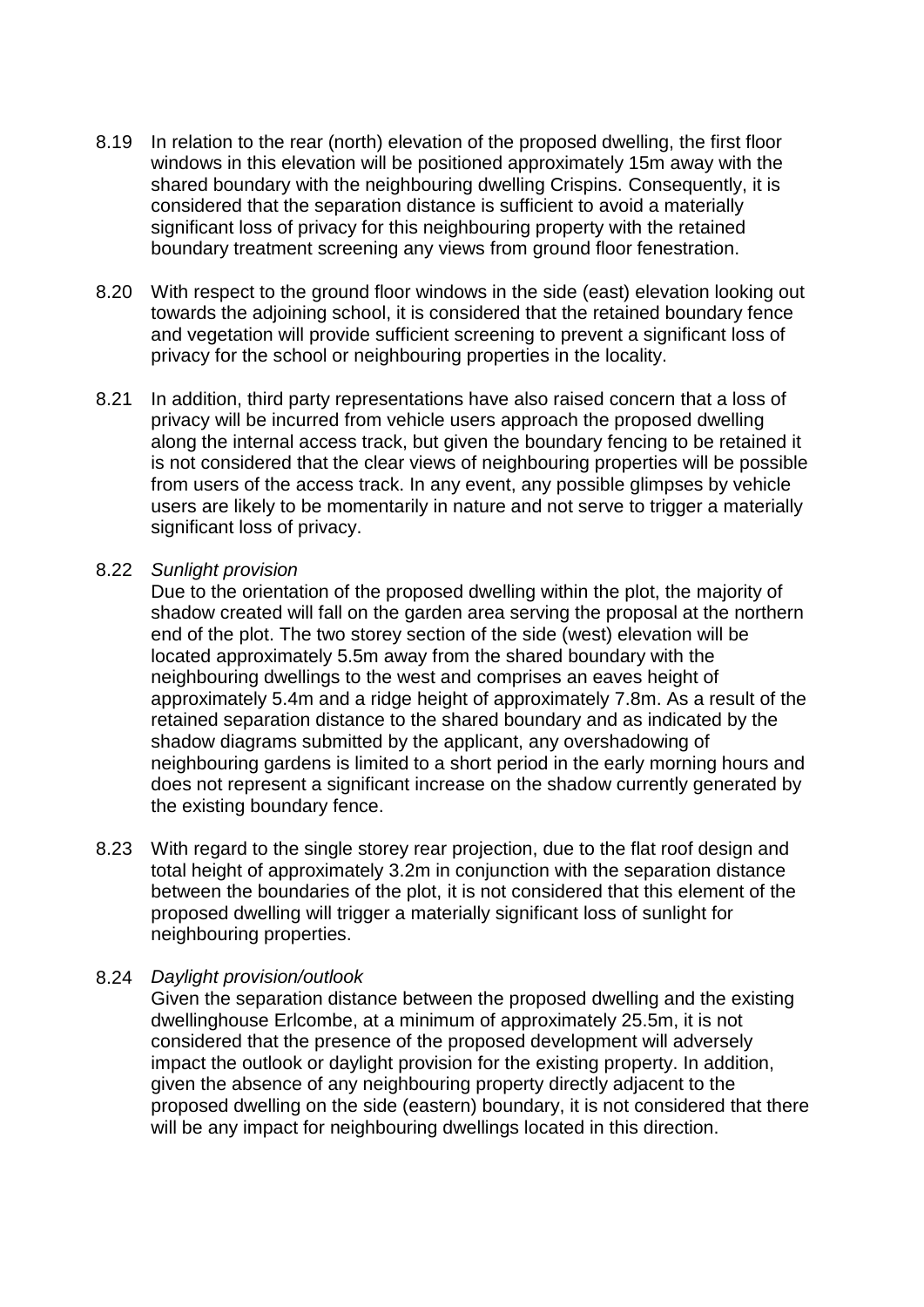8.19 In relation to the rear (north) elevation of the proposed dwelling, the first floor windows in this elevation will be positioned approximately 15m away with the shared boundary with the neighbouring dwelling Crispins. Consequently, it is considered that the separation distance is sufficient to avoid a materially significant loss of privacy for this neighbouring property with the retained boundary treatment screening any views from ground floor fenestration.

8.20 With respect to the ground floor windows in the side (east) elevation looking out towards the adjoining school, it is considered that the retained boundary fence and vegetation will provide sufficient screening to prevent a significant loss of privacy for the school or neighbouring properties in the locality.

8.21 In addition, third party representations have also raised concern that a loss of privacy will be incurred from vehicle users approach the proposed dwelling along the internal access track, but given the boundary fencing to be retained it is not considered that the clear views of neighbouring properties will be possible from users of the access track. In any event, any possible glimpses by vehicle users are likely to be momentarily in nature and not serve to trigger a materially significant loss of privacy.

8.22 *Sunlight provision*

Due to the orientation of the proposed dwelling within the plot, the majority of shadow created will fall on the garden area serving the proposal at the northern end of the plot. The two storey section of the side (west) elevation will be located approximately 5.5m away from the shared boundary with the neighbouring dwellings to the west and comprises an eaves height of approximately 5.4m and a ridge height of approximately 7.8m. As a result of the retained separation distance to the shared boundary and as indicated by the shadow diagrams submitted by the applicant, any overshadowing of neighbouring gardens is limited to a short period in the early morning hours and does not represent a significant increase on the shadow currently generated by the existing boundary fence.

8.23 With regard to the single storey rear projection, due to the flat roof design and total height of approximately 3.2m in conjunction with the separation distance between the boundaries of the plot, it is not considered that this element of the proposed dwelling will trigger a materially significant loss of sunlight for neighbouring properties.

8.24 *Daylight provision/outlook*

Given the separation distance between the proposed dwelling and the existing dwellinghouse Erlcombe, at a minimum of approximately 25.5m, it is not considered that the presence of the proposed development will adversely impact the outlook or daylight provision for the existing property. In addition, given the absence of any neighbouring property directly adjacent to the proposed dwelling on the side (eastern) boundary, it is not considered that there will be any impact for neighbouring dwellings located in this direction.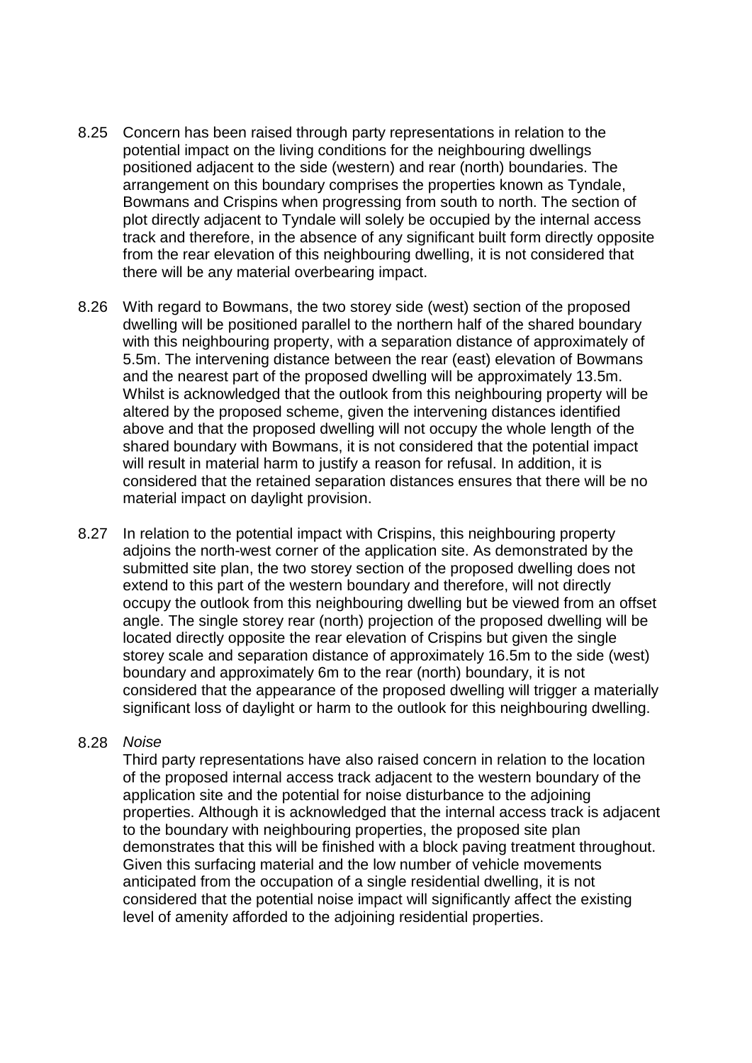8.25 Concern has been raised through party representations in relation to the potential impact on the living conditions for the neighbouring dwellings positioned adjacent to the side (western) and rear (north) boundaries. The arrangement on this boundary comprises the properties known as Tyndale, Bowmans and Crispins when progressing from south to north. The section of plot directly adjacent to Tyndale will solely be occupied by the internal access track and therefore, in the absence of any significant built form directly opposite from the rear elevation of this neighbouring dwelling, it is not considered that there will be any material overbearing impact.

8.26 With regard to Bowmans, the two storey side (west) section of the proposed dwelling will be positioned parallel to the northern half of the shared boundary with this neighbouring property, with a separation distance of approximately of 5.5m. The intervening distance between the rear (east) elevation of Bowmans and the nearest part of the proposed dwelling will be approximately 13.5m. Whilst is acknowledged that the outlook from this neighbouring property will be altered by the proposed scheme, given the intervening distances identified above and that the proposed dwelling will not occupy the whole length of the shared boundary with Bowmans, it is not considered that the potential impact will result in material harm to justify a reason for refusal. In addition, it is considered that the retained separation distances ensures that there will be no material impact on daylight provision.

8.27 In relation to the potential impact with Crispins, this neighbouring property adjoins the north-west corner of the application site. As demonstrated by the submitted site plan, the two storey section of the proposed dwelling does not extend to this part of the western boundary and therefore, will not directly occupy the outlook from this neighbouring dwelling but be viewed from an offset angle. The single storey rear (north) projection of the proposed dwelling will be located directly opposite the rear elevation of Crispins but given the single storey scale and separation distance of approximately 16.5m to the side (west) boundary and approximately 6m to the rear (north) boundary, it is not considered that the appearance of the proposed dwelling will trigger a materially significant loss of daylight or harm to the outlook for this neighbouring dwelling.

8.28 *Noise*

Third party representations have also raised concern in relation to the location of the proposed internal access track adjacent to the western boundary of the application site and the potential for noise disturbance to the adjoining properties. Although it is acknowledged that the internal access track is adjacent to the boundary with neighbouring properties, the proposed site plan demonstrates that this will be finished with a block paving treatment throughout. Given this surfacing material and the low number of vehicle movements anticipated from the occupation of a single residential dwelling, it is not considered that the potential noise impact will significantly affect the existing level of amenity afforded to the adjoining residential properties.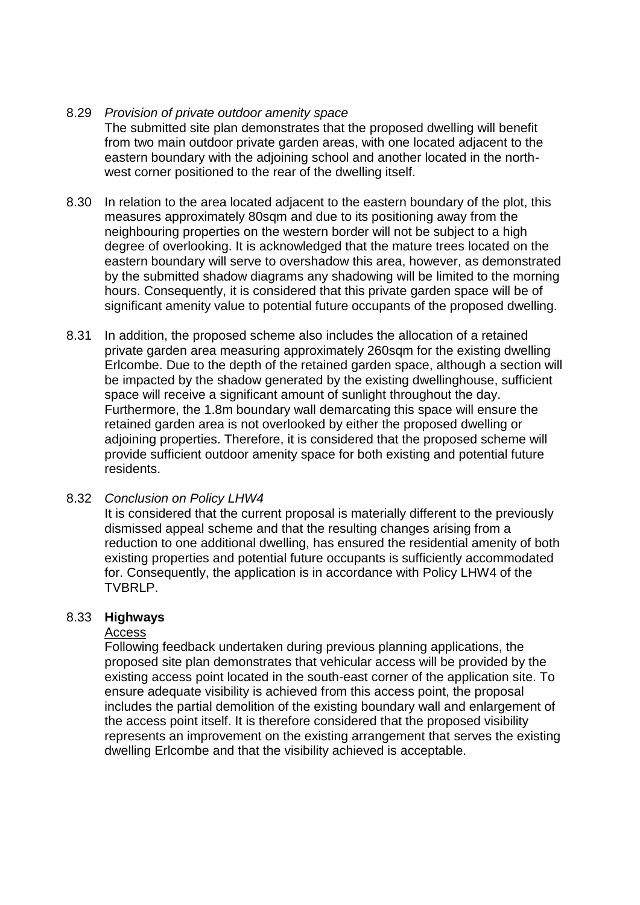8.29 *Provision of private outdoor amenity space*
The submitted site plan demonstrates that the proposed dwelling will benefit from two main outdoor private garden areas, with one located adjacent to the eastern boundary with the adjoining school and another located in the north-west corner positioned to the rear of the dwelling itself.

8.30 In relation to the area located adjacent to the eastern boundary of the plot, this measures approximately 80sqm and due to its positioning away from the neighbouring properties on the western border will not be subject to a high degree of overlooking. It is acknowledged that the mature trees located on the eastern boundary will serve to overshadow this area, however, as demonstrated by the submitted shadow diagrams any shadowing will be limited to the morning hours. Consequently, it is considered that this private garden space will be of significant amenity value to potential future occupants of the proposed dwelling.

8.31 In addition, the proposed scheme also includes the allocation of a retained private garden area measuring approximately 260sqm for the existing dwelling Erlcombe. Due to the depth of the retained garden space, although a section will be impacted by the shadow generated by the existing dwellinghouse, sufficient space will receive a significant amount of sunlight throughout the day. Furthermore, the 1.8m boundary wall demarcating this space will ensure the retained garden area is not overlooked by either the proposed dwelling or adjoining properties. Therefore, it is considered that the proposed scheme will provide sufficient outdoor amenity space for both existing and potential future residents.

8.32 *Conclusion on Policy LHW4*
It is considered that the current proposal is materially different to the previously dismissed appeal scheme and that the resulting changes arising from a reduction to one additional dwelling, has ensured the residential amenity of both existing properties and potential future occupants is sufficiently accommodated for. Consequently, the application is in accordance with Policy LHW4 of the TVBRLP.

8.33 **Highways**
<u>Access</u>
Following feedback undertaken during previous planning applications, the proposed site plan demonstrates that vehicular access will be provided by the existing access point located in the south-east corner of the application site. To ensure adequate visibility is achieved from this access point, the proposal includes the partial demolition of the existing boundary wall and enlargement of the access point itself. It is therefore considered that the proposed visibility represents an improvement on the existing arrangement that serves the existing dwelling Erlcombe and that the visibility achieved is acceptable.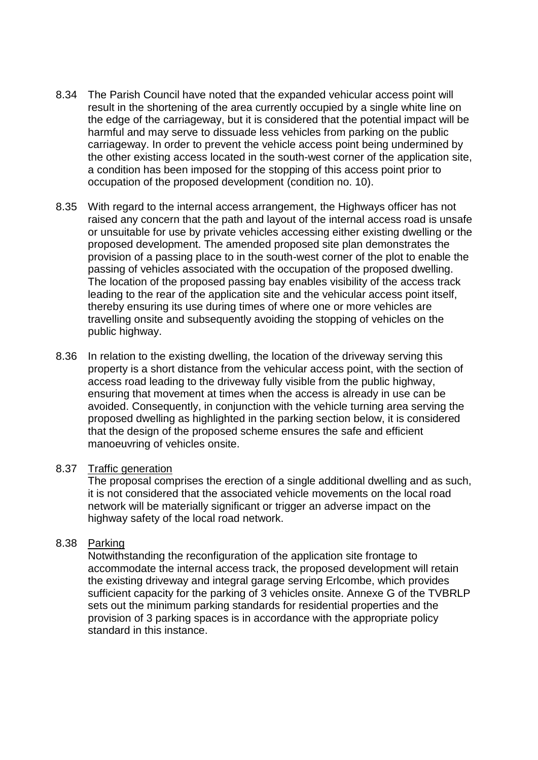8.34 The Parish Council have noted that the expanded vehicular access point will result in the shortening of the area currently occupied by a single white line on the edge of the carriageway, but it is considered that the potential impact will be harmful and may serve to dissuade less vehicles from parking on the public carriageway. In order to prevent the vehicle access point being undermined by the other existing access located in the south-west corner of the application site, a condition has been imposed for the stopping of this access point prior to occupation of the proposed development (condition no. 10).

8.35 With regard to the internal access arrangement, the Highways officer has not raised any concern that the path and layout of the internal access road is unsafe or unsuitable for use by private vehicles accessing either existing dwelling or the proposed development. The amended proposed site plan demonstrates the provision of a passing place to in the south-west corner of the plot to enable the passing of vehicles associated with the occupation of the proposed dwelling. The location of the proposed passing bay enables visibility of the access track leading to the rear of the application site and the vehicular access point itself, thereby ensuring its use during times of where one or more vehicles are travelling onsite and subsequently avoiding the stopping of vehicles on the public highway.

8.36 In relation to the existing dwelling, the location of the driveway serving this property is a short distance from the vehicular access point, with the section of access road leading to the driveway fully visible from the public highway, ensuring that movement at times when the access is already in use can be avoided. Consequently, in conjunction with the vehicle turning area serving the proposed dwelling as highlighted in the parking section below, it is considered that the design of the proposed scheme ensures the safe and efficient manoeuvring of vehicles onsite.

8.37 Traffic generation

The proposal comprises the erection of a single additional dwelling and as such, it is not considered that the associated vehicle movements on the local road network will be materially significant or trigger an adverse impact on the highway safety of the local road network.

8.38 Parking

Notwithstanding the reconfiguration of the application site frontage to accommodate the internal access track, the proposed development will retain the existing driveway and integral garage serving Erlcombe, which provides sufficient capacity for the parking of 3 vehicles onsite. Annexe G of the TVBRLP sets out the minimum parking standards for residential properties and the provision of 3 parking spaces is in accordance with the appropriate policy standard in this instance.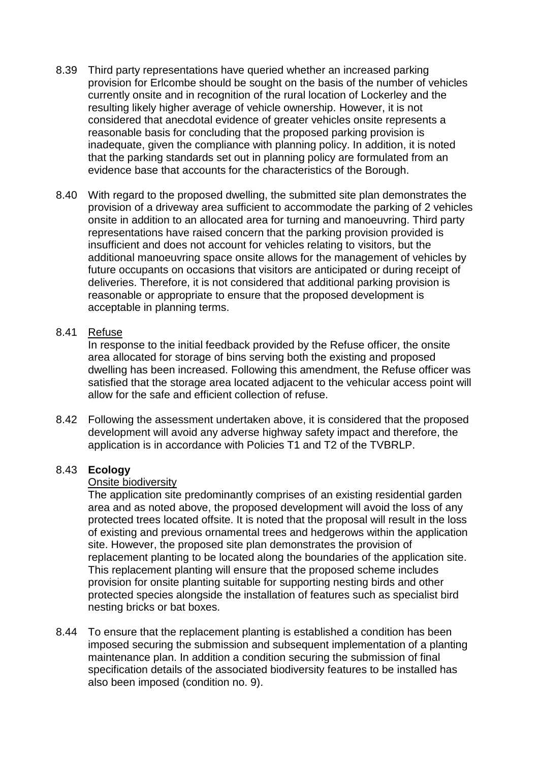8.39 Third party representations have queried whether an increased parking provision for Erlcombe should be sought on the basis of the number of vehicles currently onsite and in recognition of the rural location of Lockerley and the resulting likely higher average of vehicle ownership. However, it is not considered that anecdotal evidence of greater vehicles onsite represents a reasonable basis for concluding that the proposed parking provision is inadequate, given the compliance with planning policy. In addition, it is noted that the parking standards set out in planning policy are formulated from an evidence base that accounts for the characteristics of the Borough.

8.40 With regard to the proposed dwelling, the submitted site plan demonstrates the provision of a driveway area sufficient to accommodate the parking of 2 vehicles onsite in addition to an allocated area for turning and manoeuvring. Third party representations have raised concern that the parking provision provided is insufficient and does not account for vehicles relating to visitors, but the additional manoeuvring space onsite allows for the management of vehicles by future occupants on occasions that visitors are anticipated or during receipt of deliveries. Therefore, it is not considered that additional parking provision is reasonable or appropriate to ensure that the proposed development is acceptable in planning terms.

8.41 Refuse

In response to the initial feedback provided by the Refuse officer, the onsite area allocated for storage of bins serving both the existing and proposed dwelling has been increased. Following this amendment, the Refuse officer was satisfied that the storage area located adjacent to the vehicular access point will allow for the safe and efficient collection of refuse.

8.42 Following the assessment undertaken above, it is considered that the proposed development will avoid any adverse highway safety impact and therefore, the application is in accordance with Policies T1 and T2 of the TVBRLP.

8.43 **Ecology**

Onsite biodiversity

The application site predominantly comprises of an existing residential garden area and as noted above, the proposed development will avoid the loss of any protected trees located offsite. It is noted that the proposal will result in the loss of existing and previous ornamental trees and hedgerows within the application site. However, the proposed site plan demonstrates the provision of replacement planting to be located along the boundaries of the application site. This replacement planting will ensure that the proposed scheme includes provision for onsite planting suitable for supporting nesting birds and other protected species alongside the installation of features such as specialist bird nesting bricks or bat boxes.

8.44 To ensure that the replacement planting is established a condition has been imposed securing the submission and subsequent implementation of a planting maintenance plan. In addition a condition securing the submission of final specification details of the associated biodiversity features to be installed has also been imposed (condition no. 9).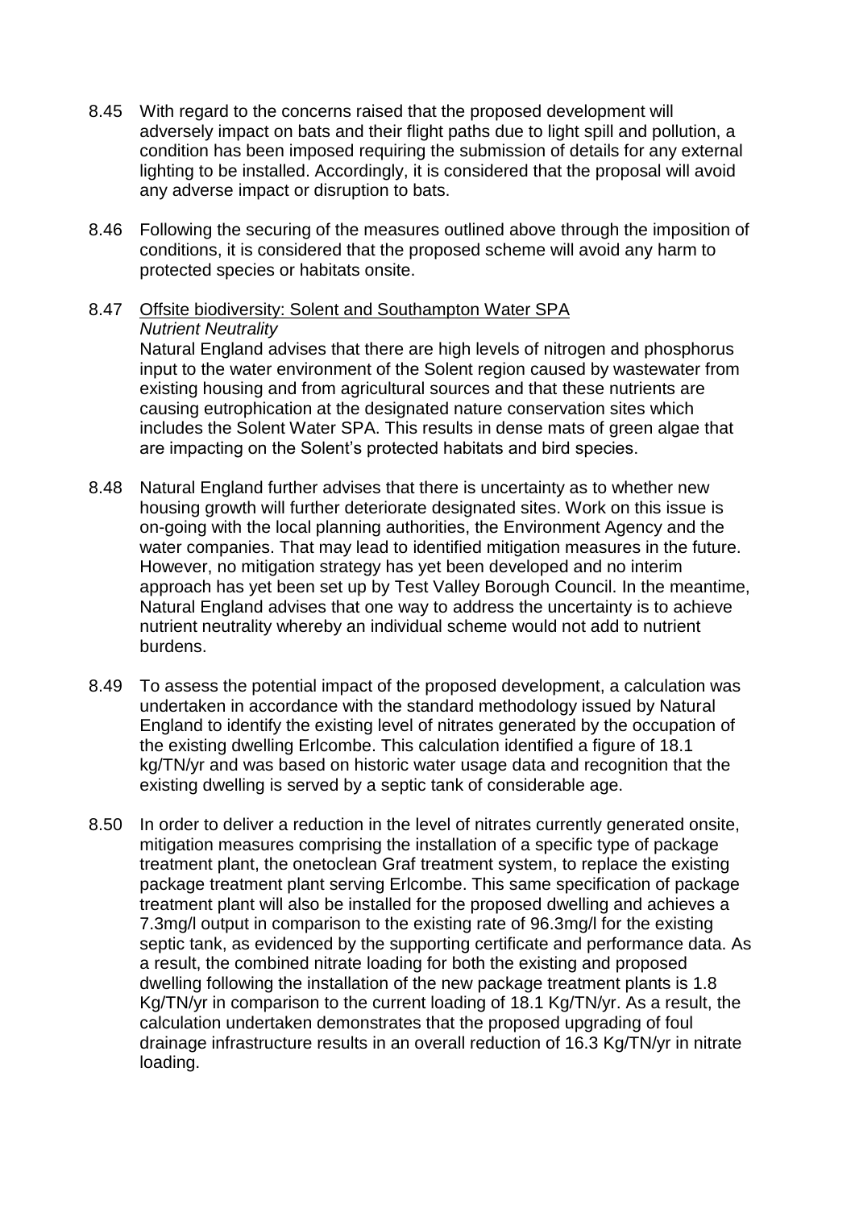8.45 With regard to the concerns raised that the proposed development will adversely impact on bats and their flight paths due to light spill and pollution, a condition has been imposed requiring the submission of details for any external lighting to be installed. Accordingly, it is considered that the proposal will avoid any adverse impact or disruption to bats.

8.46 Following the securing of the measures outlined above through the imposition of conditions, it is considered that the proposed scheme will avoid any harm to protected species or habitats onsite.

8.47 Offsite biodiversity: Solent and Southampton Water SPA
*Nutrient Neutrality*
Natural England advises that there are high levels of nitrogen and phosphorus input to the water environment of the Solent region caused by wastewater from existing housing and from agricultural sources and that these nutrients are causing eutrophication at the designated nature conservation sites which includes the Solent Water SPA. This results in dense mats of green algae that are impacting on the Solent's protected habitats and bird species.

8.48 Natural England further advises that there is uncertainty as to whether new housing growth will further deteriorate designated sites. Work on this issue is on-going with the local planning authorities, the Environment Agency and the water companies. That may lead to identified mitigation measures in the future. However, no mitigation strategy has yet been developed and no interim approach has yet been set up by Test Valley Borough Council. In the meantime, Natural England advises that one way to address the uncertainty is to achieve nutrient neutrality whereby an individual scheme would not add to nutrient burdens.

8.49 To assess the potential impact of the proposed development, a calculation was undertaken in accordance with the standard methodology issued by Natural England to identify the existing level of nitrates generated by the occupation of the existing dwelling Erlcombe. This calculation identified a figure of 18.1 kg/TN/yr and was based on historic water usage data and recognition that the existing dwelling is served by a septic tank of considerable age.

8.50 In order to deliver a reduction in the level of nitrates currently generated onsite, mitigation measures comprising the installation of a specific type of package treatment plant, the onetoclean Graf treatment system, to replace the existing package treatment plant serving Erlcombe. This same specification of package treatment plant will also be installed for the proposed dwelling and achieves a 7.3mg/l output in comparison to the existing rate of 96.3mg/l for the existing septic tank, as evidenced by the supporting certificate and performance data. As a result, the combined nitrate loading for both the existing and proposed dwelling following the installation of the new package treatment plants is 1.8 Kg/TN/yr in comparison to the current loading of 18.1 Kg/TN/yr. As a result, the calculation undertaken demonstrates that the proposed upgrading of foul drainage infrastructure results in an overall reduction of 16.3 Kg/TN/yr in nitrate loading.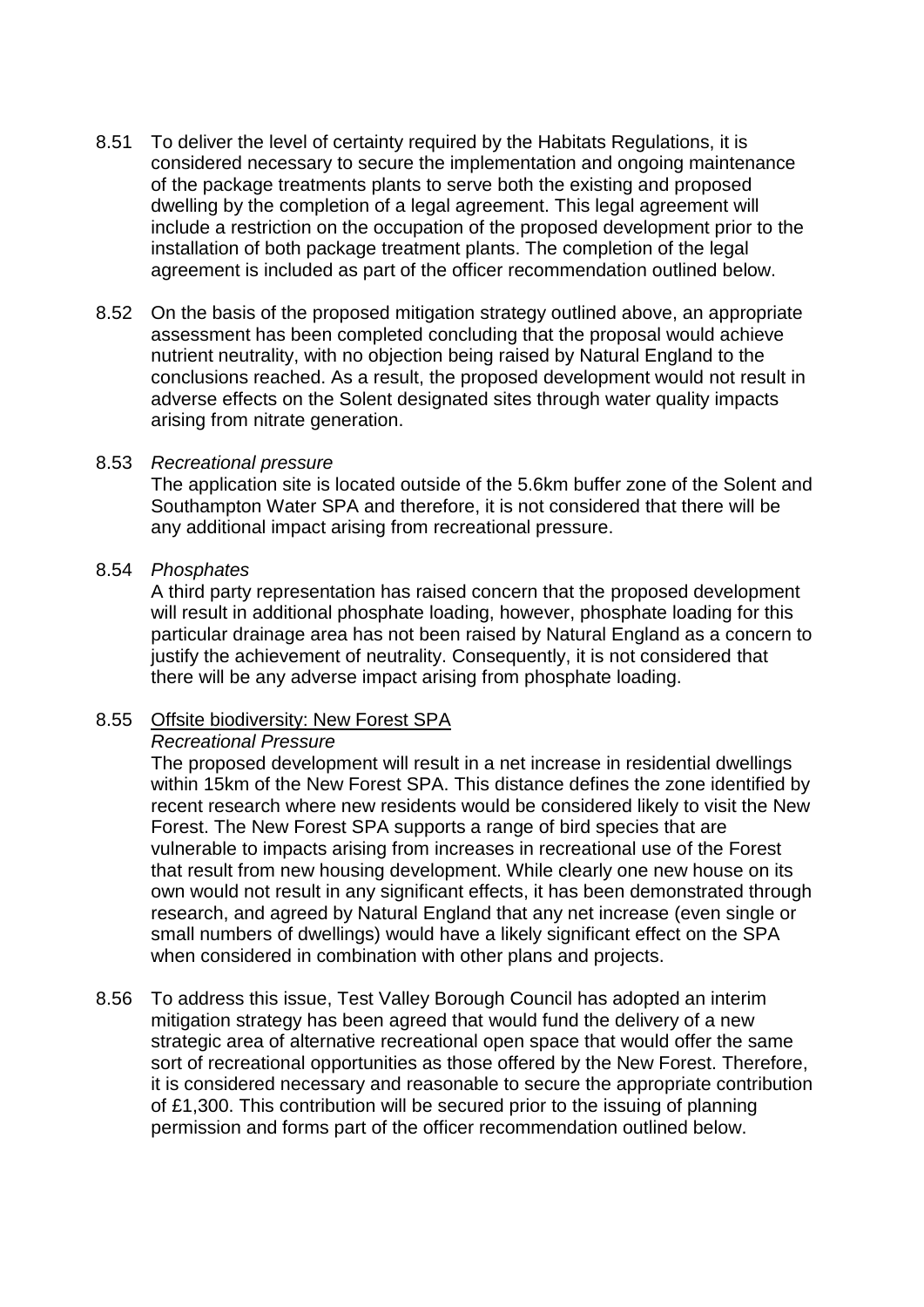8.51 To deliver the level of certainty required by the Habitats Regulations, it is considered necessary to secure the implementation and ongoing maintenance of the package treatments plants to serve both the existing and proposed dwelling by the completion of a legal agreement. This legal agreement will include a restriction on the occupation of the proposed development prior to the installation of both package treatment plants. The completion of the legal agreement is included as part of the officer recommendation outlined below.

8.52 On the basis of the proposed mitigation strategy outlined above, an appropriate assessment has been completed concluding that the proposal would achieve nutrient neutrality, with no objection being raised by Natural England to the conclusions reached. As a result, the proposed development would not result in adverse effects on the Solent designated sites through water quality impacts arising from nitrate generation.

8.53 *Recreational pressure*
The application site is located outside of the 5.6km buffer zone of the Solent and Southampton Water SPA and therefore, it is not considered that there will be any additional impact arising from recreational pressure.

8.54 *Phosphates*
A third party representation has raised concern that the proposed development will result in additional phosphate loading, however, phosphate loading for this particular drainage area has not been raised by Natural England as a concern to justify the achievement of neutrality. Consequently, it is not considered that there will be any adverse impact arising from phosphate loading.

8.55 <u>Offsite biodiversity: New Forest SPA</u>
*Recreational Pressure*
The proposed development will result in a net increase in residential dwellings within 15km of the New Forest SPA. This distance defines the zone identified by recent research where new residents would be considered likely to visit the New Forest. The New Forest SPA supports a range of bird species that are vulnerable to impacts arising from increases in recreational use of the Forest that result from new housing development. While clearly one new house on its own would not result in any significant effects, it has been demonstrated through research, and agreed by Natural England that any net increase (even single or small numbers of dwellings) would have a likely significant effect on the SPA when considered in combination with other plans and projects.

8.56 To address this issue, Test Valley Borough Council has adopted an interim mitigation strategy has been agreed that would fund the delivery of a new strategic area of alternative recreational open space that would offer the same sort of recreational opportunities as those offered by the New Forest. Therefore, it is considered necessary and reasonable to secure the appropriate contribution of £1,300. This contribution will be secured prior to the issuing of planning permission and forms part of the officer recommendation outlined below.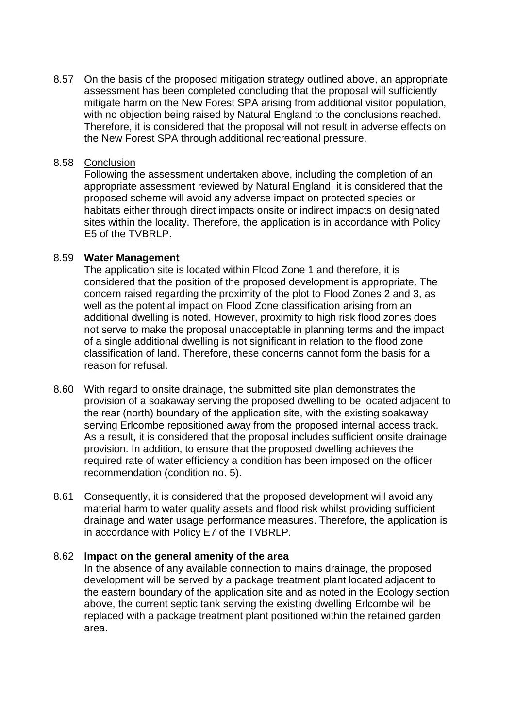8.57 On the basis of the proposed mitigation strategy outlined above, an appropriate assessment has been completed concluding that the proposal will sufficiently mitigate harm on the New Forest SPA arising from additional visitor population, with no objection being raised by Natural England to the conclusions reached. Therefore, it is considered that the proposal will not result in adverse effects on the New Forest SPA through additional recreational pressure.

8.58 Conclusion

Following the assessment undertaken above, including the completion of an appropriate assessment reviewed by Natural England, it is considered that the proposed scheme will avoid any adverse impact on protected species or habitats either through direct impacts onsite or indirect impacts on designated sites within the locality. Therefore, the application is in accordance with Policy E5 of the TVBRLP.

8.59 **Water Management**

The application site is located within Flood Zone 1 and therefore, it is considered that the position of the proposed development is appropriate. The concern raised regarding the proximity of the plot to Flood Zones 2 and 3, as well as the potential impact on Flood Zone classification arising from an additional dwelling is noted. However, proximity to high risk flood zones does not serve to make the proposal unacceptable in planning terms and the impact of a single additional dwelling is not significant in relation to the flood zone classification of land. Therefore, these concerns cannot form the basis for a reason for refusal.

8.60 With regard to onsite drainage, the submitted site plan demonstrates the provision of a soakaway serving the proposed dwelling to be located adjacent to the rear (north) boundary of the application site, with the existing soakaway serving Erlcombe repositioned away from the proposed internal access track. As a result, it is considered that the proposal includes sufficient onsite drainage provision. In addition, to ensure that the proposed dwelling achieves the required rate of water efficiency a condition has been imposed on the officer recommendation (condition no. 5).

8.61 Consequently, it is considered that the proposed development will avoid any material harm to water quality assets and flood risk whilst providing sufficient drainage and water usage performance measures. Therefore, the application is in accordance with Policy E7 of the TVBRLP.

8.62 **Impact on the general amenity of the area**

In the absence of any available connection to mains drainage, the proposed development will be served by a package treatment plant located adjacent to the eastern boundary of the application site and as noted in the Ecology section above, the current septic tank serving the existing dwelling Erlcombe will be replaced with a package treatment plant positioned within the retained garden area.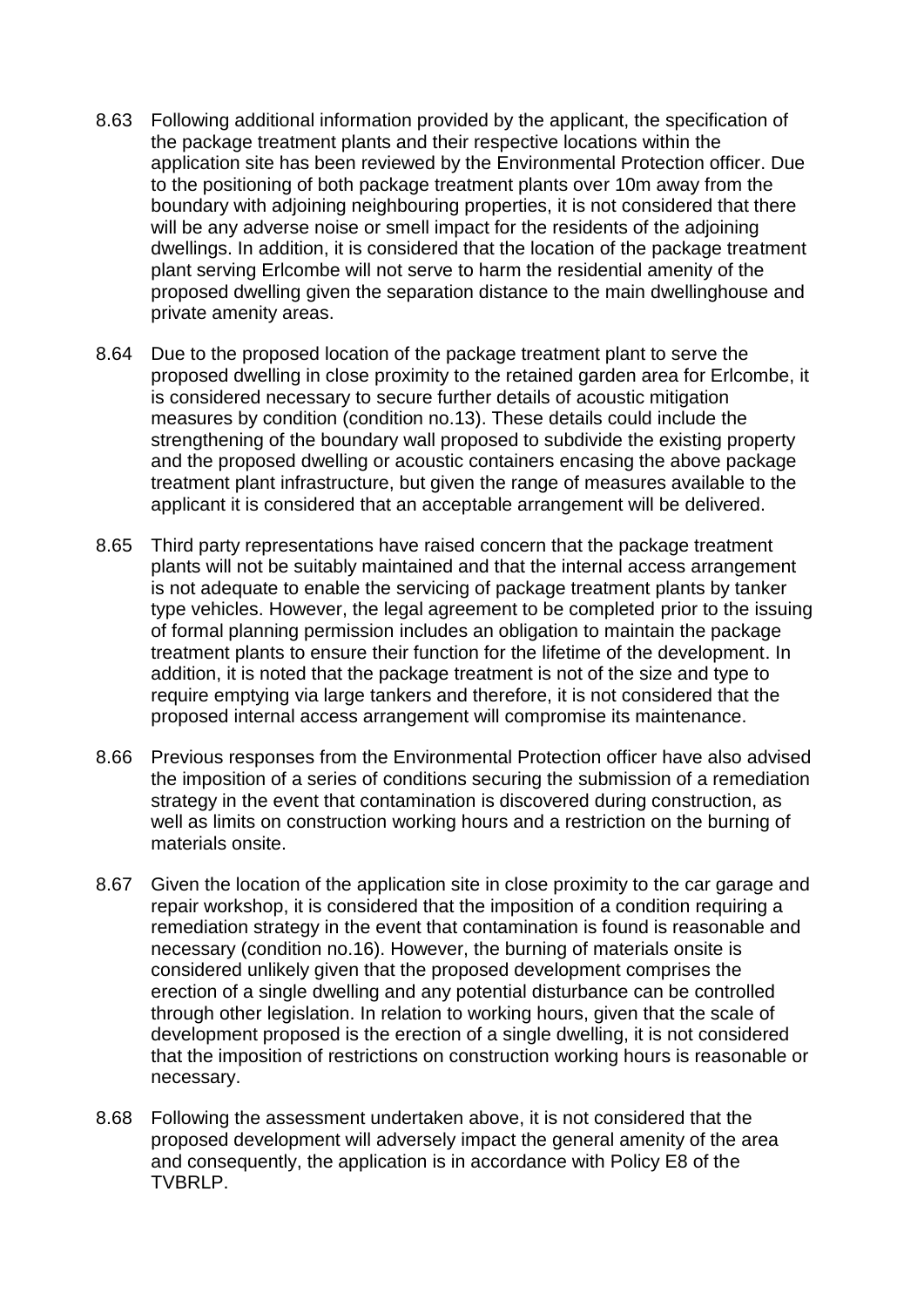8.63 Following additional information provided by the applicant, the specification of the package treatment plants and their respective locations within the application site has been reviewed by the Environmental Protection officer. Due to the positioning of both package treatment plants over 10m away from the boundary with adjoining neighbouring properties, it is not considered that there will be any adverse noise or smell impact for the residents of the adjoining dwellings. In addition, it is considered that the location of the package treatment plant serving Erlcombe will not serve to harm the residential amenity of the proposed dwelling given the separation distance to the main dwellinghouse and private amenity areas.

8.64 Due to the proposed location of the package treatment plant to serve the proposed dwelling in close proximity to the retained garden area for Erlcombe, it is considered necessary to secure further details of acoustic mitigation measures by condition (condition no.13). These details could include the strengthening of the boundary wall proposed to subdivide the existing property and the proposed dwelling or acoustic containers encasing the above package treatment plant infrastructure, but given the range of measures available to the applicant it is considered that an acceptable arrangement will be delivered.

8.65 Third party representations have raised concern that the package treatment plants will not be suitably maintained and that the internal access arrangement is not adequate to enable the servicing of package treatment plants by tanker type vehicles. However, the legal agreement to be completed prior to the issuing of formal planning permission includes an obligation to maintain the package treatment plants to ensure their function for the lifetime of the development. In addition, it is noted that the package treatment is not of the size and type to require emptying via large tankers and therefore, it is not considered that the proposed internal access arrangement will compromise its maintenance.

8.66 Previous responses from the Environmental Protection officer have also advised the imposition of a series of conditions securing the submission of a remediation strategy in the event that contamination is discovered during construction, as well as limits on construction working hours and a restriction on the burning of materials onsite.

8.67 Given the location of the application site in close proximity to the car garage and repair workshop, it is considered that the imposition of a condition requiring a remediation strategy in the event that contamination is found is reasonable and necessary (condition no.16). However, the burning of materials onsite is considered unlikely given that the proposed development comprises the erection of a single dwelling and any potential disturbance can be controlled through other legislation. In relation to working hours, given that the scale of development proposed is the erection of a single dwelling, it is not considered that the imposition of restrictions on construction working hours is reasonable or necessary.

8.68 Following the assessment undertaken above, it is not considered that the proposed development will adversely impact the general amenity of the area and consequently, the application is in accordance with Policy E8 of the TVBRLP.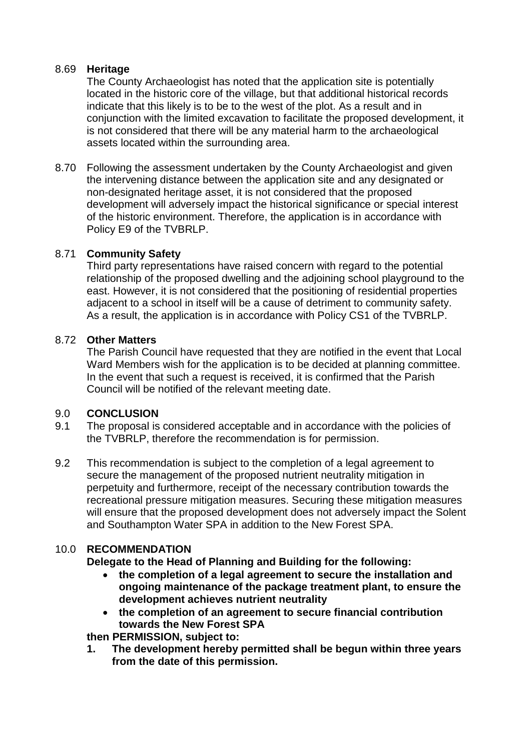8.69 **Heritage**
The County Archaeologist has noted that the application site is potentially located in the historic core of the village, but that additional historical records indicate that this likely is to be to the west of the plot. As a result and in conjunction with the limited excavation to facilitate the proposed development, it is not considered that there will be any material harm to the archaeological assets located within the surrounding area.

8.70 Following the assessment undertaken by the County Archaeologist and given the intervening distance between the application site and any designated or non-designated heritage asset, it is not considered that the proposed development will adversely impact the historical significance or special interest of the historic environment. Therefore, the application is in accordance with Policy E9 of the TVBRLP.

8.71 **Community Safety**
Third party representations have raised concern with regard to the potential relationship of the proposed dwelling and the adjoining school playground to the east. However, it is not considered that the positioning of residential properties adjacent to a school in itself will be a cause of detriment to community safety. As a result, the application is in accordance with Policy CS1 of the TVBRLP.

8.72 **Other Matters**
The Parish Council have requested that they are notified in the event that Local Ward Members wish for the application is to be decided at planning committee. In the event that such a request is received, it is confirmed that the Parish Council will be notified of the relevant meeting date.

## 9.0 CONCLUSION

9.1 The proposal is considered acceptable and in accordance with the policies of the TVBRLP, therefore the recommendation is for permission.

9.2 This recommendation is subject to the completion of a legal agreement to secure the management of the proposed nutrient neutrality mitigation in perpetuity and furthermore, receipt of the necessary contribution towards the recreational pressure mitigation measures. Securing these mitigation measures will ensure that the proposed development does not adversely impact the Solent and Southampton Water SPA in addition to the New Forest SPA.

## 10.0 RECOMMENDATION

**Delegate to the Head of Planning and Building for the following:**

- **the completion of a legal agreement to secure the installation and ongoing maintenance of the package treatment plant, to ensure the development achieves nutrient neutrality**
- **the completion of an agreement to secure financial contribution towards the New Forest SPA**

**then PERMISSION, subject to:**

1. **The development hereby permitted shall be begun within three years from the date of this permission.**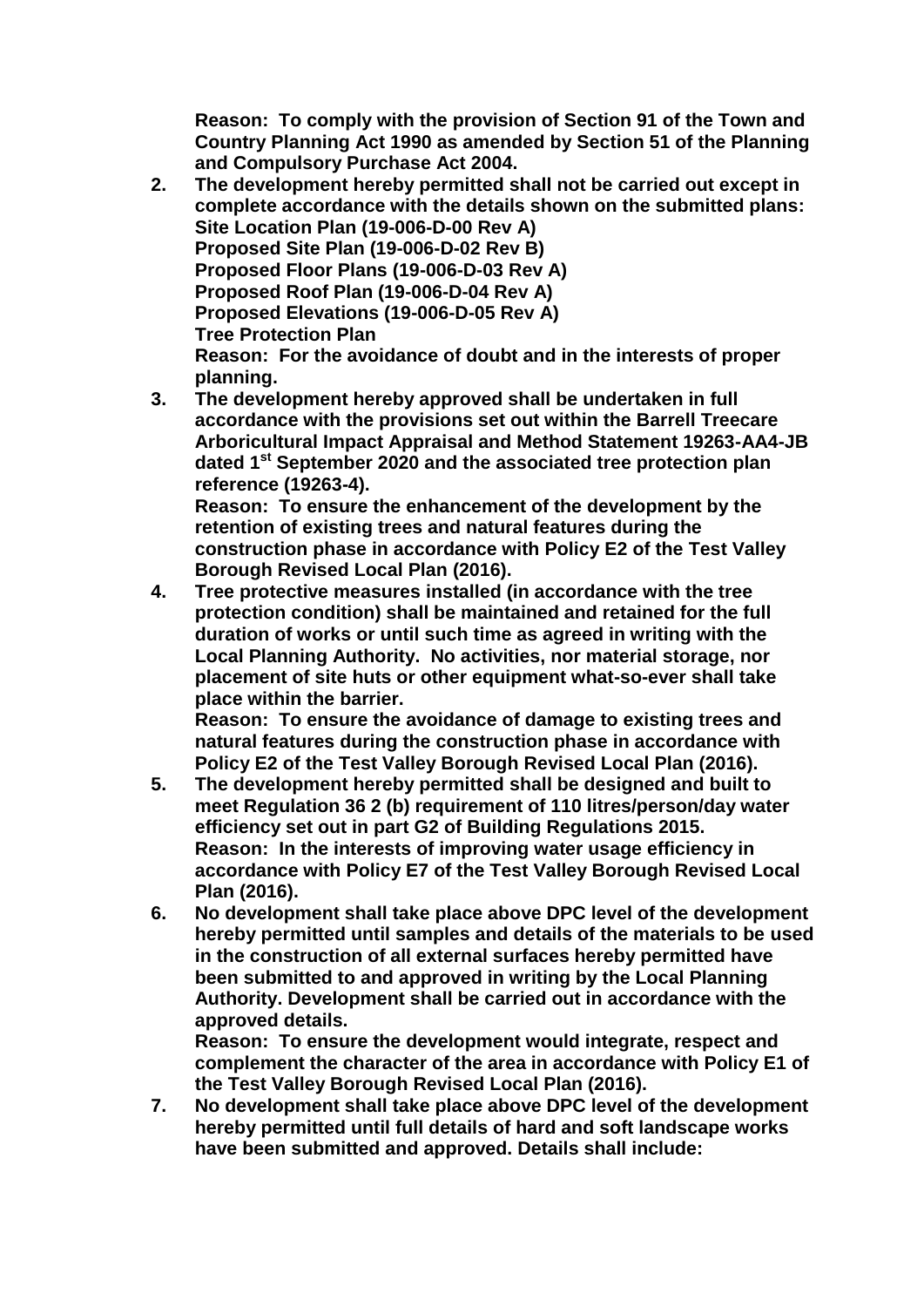**Reason: To comply with the provision of Section 91 of the Town and Country Planning Act 1990 as amended by Section 51 of the Planning and Compulsory Purchase Act 2004.**

2. **The development hereby permitted shall not be carried out except in complete accordance with the details shown on the submitted plans:**
   **Site Location Plan (19-006-D-00 Rev A)**
   **Proposed Site Plan (19-006-D-02 Rev B)**
   **Proposed Floor Plans (19-006-D-03 Rev A)**
   **Proposed Roof Plan (19-006-D-04 Rev A)**
   **Proposed Elevations (19-006-D-05 Rev A)**
   **Tree Protection Plan**
   **Reason: For the avoidance of doubt and in the interests of proper planning.**
3. **The development hereby approved shall be undertaken in full accordance with the provisions set out within the Barrell Treecare Arboricultural Impact Appraisal and Method Statement 19263-AA4-JB dated 1st September 2020 and the associated tree protection plan reference (19263-4).**
   **Reason: To ensure the enhancement of the development by the retention of existing trees and natural features during the construction phase in accordance with Policy E2 of the Test Valley Borough Revised Local Plan (2016).**
4. **Tree protective measures installed (in accordance with the tree protection condition) shall be maintained and retained for the full duration of works or until such time as agreed in writing with the Local Planning Authority. No activities, nor material storage, nor placement of site huts or other equipment what-so-ever shall take place within the barrier.**
   **Reason: To ensure the avoidance of damage to existing trees and natural features during the construction phase in accordance with Policy E2 of the Test Valley Borough Revised Local Plan (2016).**
5. **The development hereby permitted shall be designed and built to meet Regulation 36 2 (b) requirement of 110 litres/person/day water efficiency set out in part G2 of Building Regulations 2015.**
   **Reason: In the interests of improving water usage efficiency in accordance with Policy E7 of the Test Valley Borough Revised Local Plan (2016).**
6. **No development shall take place above DPC level of the development hereby permitted until samples and details of the materials to be used in the construction of all external surfaces hereby permitted have been submitted to and approved in writing by the Local Planning Authority. Development shall be carried out in accordance with the approved details.**
   **Reason: To ensure the development would integrate, respect and complement the character of the area in accordance with Policy E1 of the Test Valley Borough Revised Local Plan (2016).**
7. **No development shall take place above DPC level of the development hereby permitted until full details of hard and soft landscape works have been submitted and approved. Details shall include:**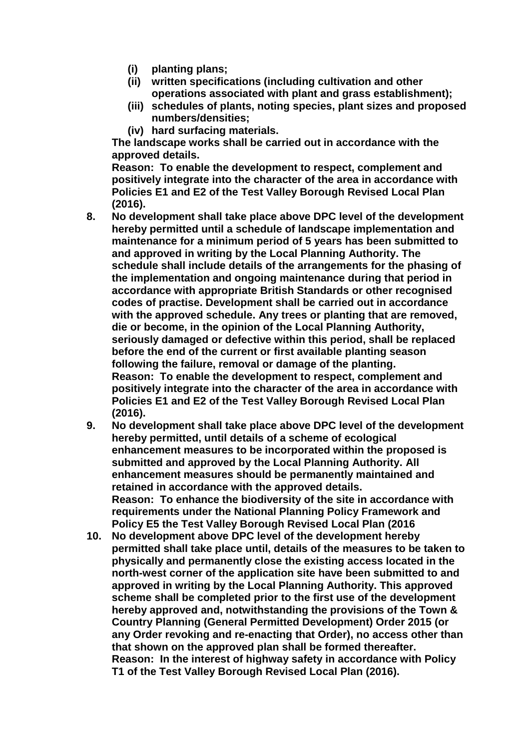- **(i) planting plans;**
- **(ii) written specifications (including cultivation and other operations associated with plant and grass establishment);**
- **(iii) schedules of plants, noting species, plant sizes and proposed numbers/densities;**
- **(iv) hard surfacing materials.**

**The landscape works shall be carried out in accordance with the approved details.**
**Reason: To enable the development to respect, complement and positively integrate into the character of the area in accordance with Policies E1 and E2 of the Test Valley Borough Revised Local Plan (2016).**

8. **No development shall take place above DPC level of the development hereby permitted until a schedule of landscape implementation and maintenance for a minimum period of 5 years has been submitted to and approved in writing by the Local Planning Authority. The schedule shall include details of the arrangements for the phasing of the implementation and ongoing maintenance during that period in accordance with appropriate British Standards or other recognised codes of practise. Development shall be carried out in accordance with the approved schedule. Any trees or planting that are removed, die or become, in the opinion of the Local Planning Authority, seriously damaged or defective within this period, shall be replaced before the end of the current or first available planting season following the failure, removal or damage of the planting.**
   **Reason: To enable the development to respect, complement and positively integrate into the character of the area in accordance with Policies E1 and E2 of the Test Valley Borough Revised Local Plan (2016).**
9. **No development shall take place above DPC level of the development hereby permitted, until details of a scheme of ecological enhancement measures to be incorporated within the proposed is submitted and approved by the Local Planning Authority. All enhancement measures should be permanently maintained and retained in accordance with the approved details.**
   **Reason: To enhance the biodiversity of the site in accordance with requirements under the National Planning Policy Framework and Policy E5 the Test Valley Borough Revised Local Plan (2016**
10. **No development above DPC level of the development hereby permitted shall take place until, details of the measures to be taken to physically and permanently close the existing access located in the north-west corner of the application site have been submitted to and approved in writing by the Local Planning Authority. This approved scheme shall be completed prior to the first use of the development hereby approved and, notwithstanding the provisions of the Town & Country Planning (General Permitted Development) Order 2015 (or any Order revoking and re-enacting that Order), no access other than that shown on the approved plan shall be formed thereafter.**
    **Reason: In the interest of highway safety in accordance with Policy T1 of the Test Valley Borough Revised Local Plan (2016).**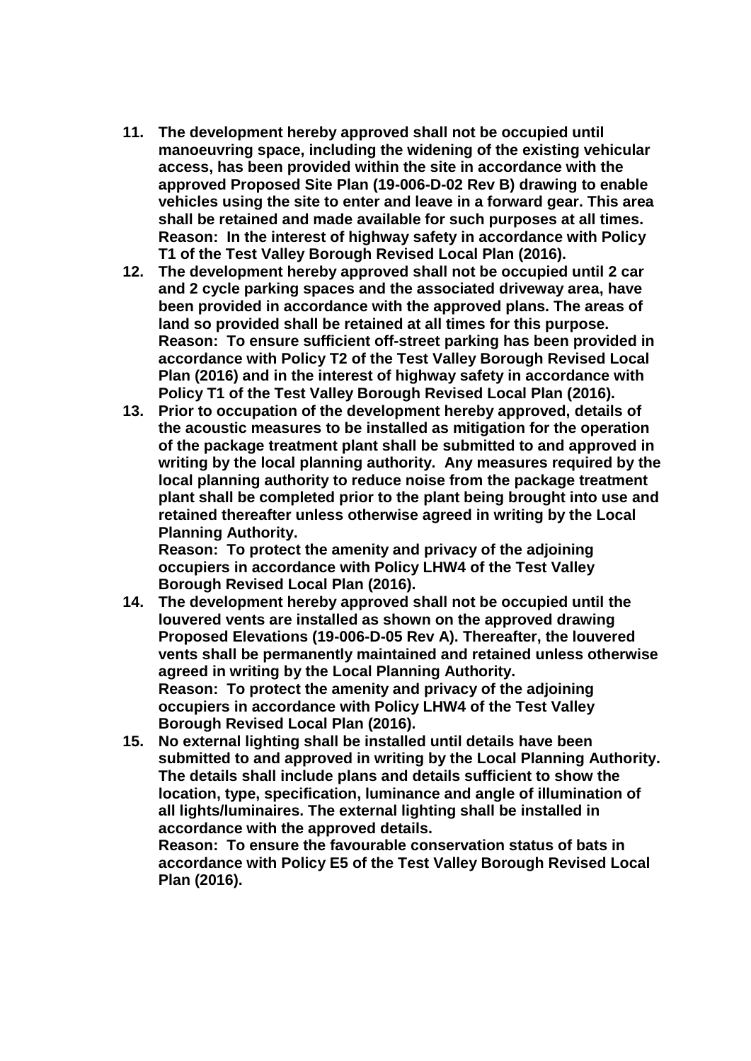11. **The development hereby approved shall not be occupied until manoeuvring space, including the widening of the existing vehicular access, has been provided within the site in accordance with the approved Proposed Site Plan (19-006-D-02 Rev B) drawing to enable vehicles using the site to enter and leave in a forward gear. This area shall be retained and made available for such purposes at all times.**
    **Reason: In the interest of highway safety in accordance with Policy T1 of the Test Valley Borough Revised Local Plan (2016).**
12. **The development hereby approved shall not be occupied until 2 car and 2 cycle parking spaces and the associated driveway area, have been provided in accordance with the approved plans. The areas of land so provided shall be retained at all times for this purpose.**
    **Reason: To ensure sufficient off-street parking has been provided in accordance with Policy T2 of the Test Valley Borough Revised Local Plan (2016) and in the interest of highway safety in accordance with Policy T1 of the Test Valley Borough Revised Local Plan (2016).**
13. **Prior to occupation of the development hereby approved, details of the acoustic measures to be installed as mitigation for the operation of the package treatment plant shall be submitted to and approved in writing by the local planning authority. Any measures required by the local planning authority to reduce noise from the package treatment plant shall be completed prior to the plant being brought into use and retained thereafter unless otherwise agreed in writing by the Local Planning Authority.**
    **Reason: To protect the amenity and privacy of the adjoining occupiers in accordance with Policy LHW4 of the Test Valley Borough Revised Local Plan (2016).**
14. **The development hereby approved shall not be occupied until the louvered vents are installed as shown on the approved drawing Proposed Elevations (19-006-D-05 Rev A). Thereafter, the louvered vents shall be permanently maintained and retained unless otherwise agreed in writing by the Local Planning Authority.**
    **Reason: To protect the amenity and privacy of the adjoining occupiers in accordance with Policy LHW4 of the Test Valley Borough Revised Local Plan (2016).**
15. **No external lighting shall be installed until details have been submitted to and approved in writing by the Local Planning Authority. The details shall include plans and details sufficient to show the location, type, specification, luminance and angle of illumination of all lights/luminaires. The external lighting shall be installed in accordance with the approved details.**
    **Reason: To ensure the favourable conservation status of bats in accordance with Policy E5 of the Test Valley Borough Revised Local Plan (2016).**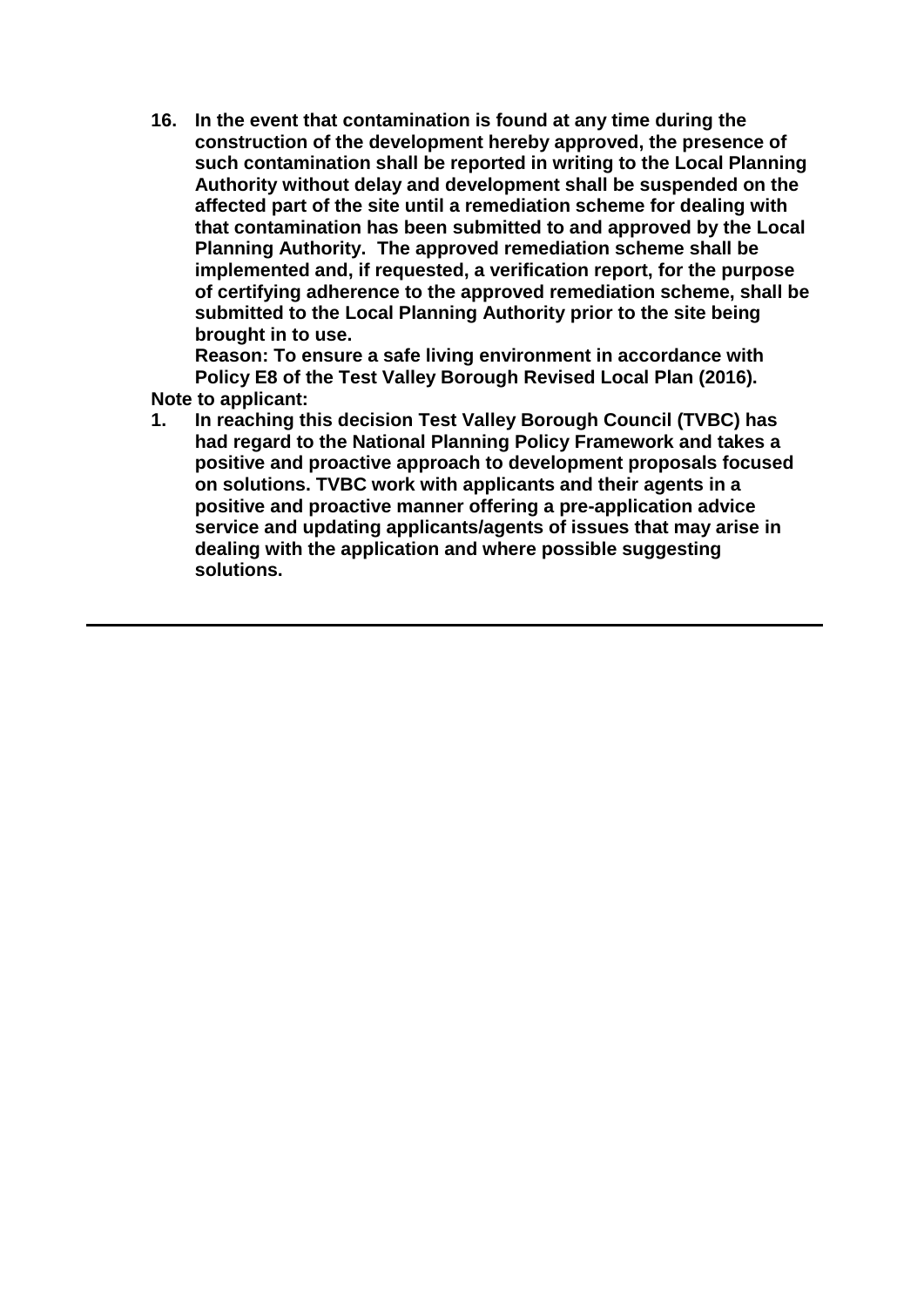**16. In the event that contamination is found at any time during the construction of the development hereby approved, the presence of such contamination shall be reported in writing to the Local Planning Authority without delay and development shall be suspended on the affected part of the site until a remediation scheme for dealing with that contamination has been submitted to and approved by the Local Planning Authority. The approved remediation scheme shall be implemented and, if requested, a verification report, for the purpose of certifying adherence to the approved remediation scheme, shall be submitted to the Local Planning Authority prior to the site being brought in to use.**

**Reason: To ensure a safe living environment in accordance with Policy E8 of the Test Valley Borough Revised Local Plan (2016).**

**Note to applicant:**

**1. In reaching this decision Test Valley Borough Council (TVBC) has had regard to the National Planning Policy Framework and takes a positive and proactive approach to development proposals focused on solutions. TVBC work with applicants and their agents in a positive and proactive manner offering a pre-application advice service and updating applicants/agents of issues that may arise in dealing with the application and where possible suggesting solutions.**